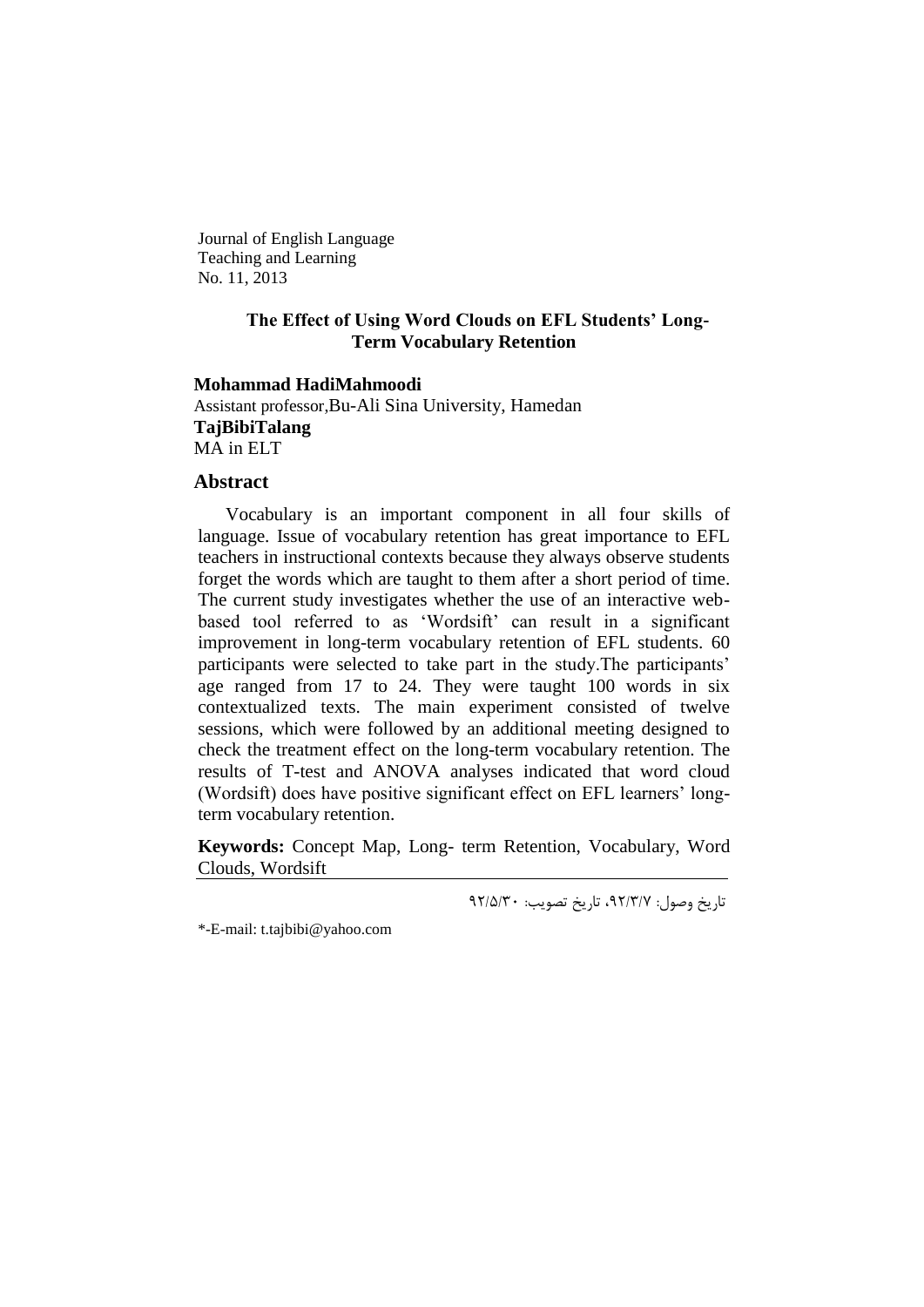Journal of English Language Teaching and Learning
No. 11, 2013

# The Effect of Using Word Clouds on EFL Students' Long-Term Vocabulary Retention

**Mohammad HadiMahmoodi**
Assistant professor,Bu-Ali Sina University, Hamedan
**TajBibiTalang**
MA in ELT

## Abstract

Vocabulary is an important component in all four skills of language. Issue of vocabulary retention has great importance to EFL teachers in instructional contexts because they always observe students forget the words which are taught to them after a short period of time. The current study investigates whether the use of an interactive web-based tool referred to as 'Wordsift' can result in a significant improvement in long-term vocabulary retention of EFL students. 60 participants were selected to take part in the study.The participants' age ranged from 17 to 24. They were taught 100 words in six contextualized texts. The main experiment consisted of twelve sessions, which were followed by an additional meeting designed to check the treatment effect on the long-term vocabulary retention. The results of T-test and ANOVA analyses indicated that word cloud (Wordsift) does have positive significant effect on EFL learners' long-term vocabulary retention.

**Keywords:** Concept Map, Long- term Retention, Vocabulary, Word Clouds, Wordsift

تاریخ وصول: ۹۲/۳/۷، تاریخ تصویب: ۹۲/۵/۳۰

*-E-mail: t.tajbibi@yahoo.com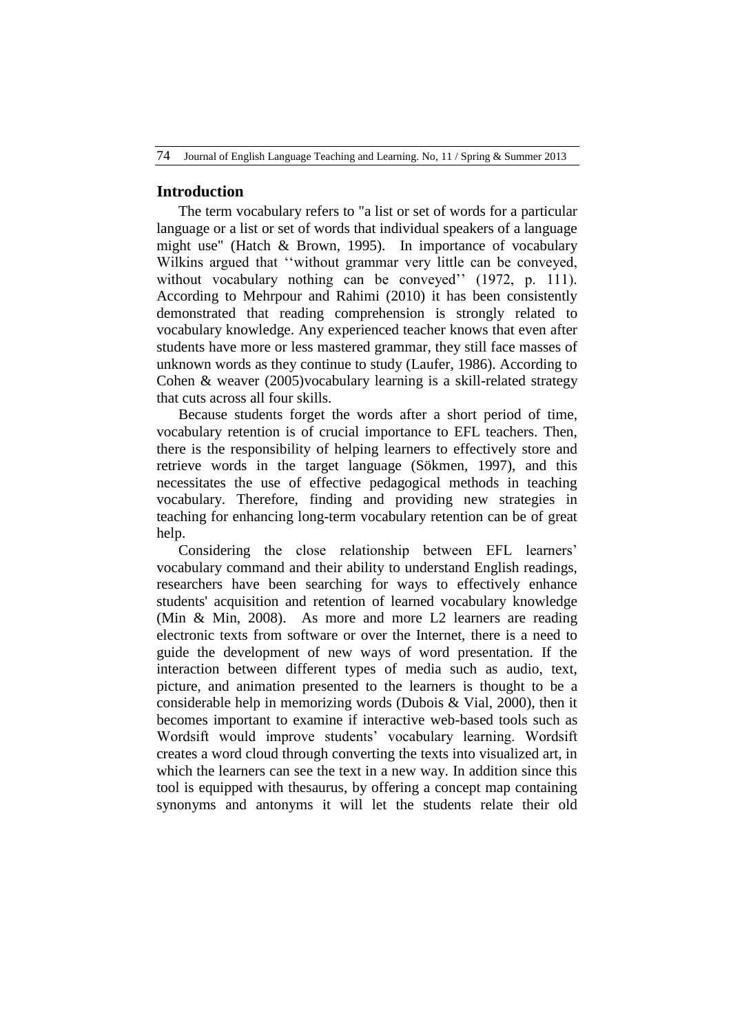## Introduction

The term vocabulary refers to "a list or set of words for a particular language or a list or set of words that individual speakers of a language might use" (Hatch & Brown, 1995). In importance of vocabulary Wilkins argued that ''without grammar very little can be conveyed, without vocabulary nothing can be conveyed'' (1972, p. 111). According to Mehrpour and Rahimi (2010) it has been consistently demonstrated that reading comprehension is strongly related to vocabulary knowledge. Any experienced teacher knows that even after students have more or less mastered grammar, they still face masses of unknown words as they continue to study (Laufer, 1986). According to Cohen & weaver (2005)vocabulary learning is a skill-related strategy that cuts across all four skills.

Because students forget the words after a short period of time, vocabulary retention is of crucial importance to EFL teachers. Then, there is the responsibility of helping learners to effectively store and retrieve words in the target language (Sökmen, 1997), and this necessitates the use of effective pedagogical methods in teaching vocabulary. Therefore, finding and providing new strategies in teaching for enhancing long-term vocabulary retention can be of great help.

Considering the close relationship between EFL learners' vocabulary command and their ability to understand English readings, researchers have been searching for ways to effectively enhance students' acquisition and retention of learned vocabulary knowledge (Min & Min, 2008). As more and more L2 learners are reading electronic texts from software or over the Internet, there is a need to guide the development of new ways of word presentation. If the interaction between different types of media such as audio, text, picture, and animation presented to the learners is thought to be a considerable help in memorizing words (Dubois & Vial, 2000), then it becomes important to examine if interactive web-based tools such as Wordsift would improve students' vocabulary learning. Wordsift creates a word cloud through converting the texts into visualized art, in which the learners can see the text in a new way. In addition since this tool is equipped with thesaurus, by offering a concept map containing synonyms and antonyms it will let the students relate their old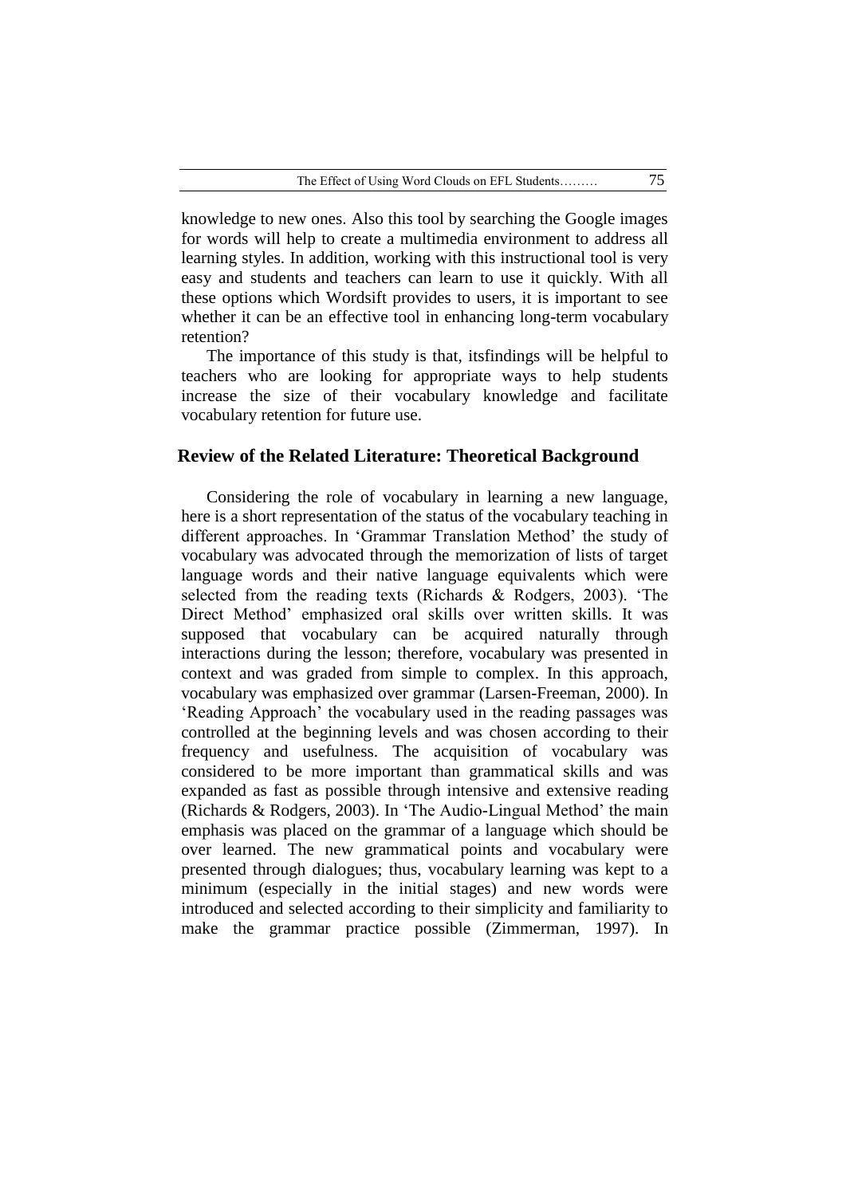knowledge to new ones. Also this tool by searching the Google images for words will help to create a multimedia environment to address all learning styles. In addition, working with this instructional tool is very easy and students and teachers can learn to use it quickly. With all these options which Wordsift provides to users, it is important to see whether it can be an effective tool in enhancing long-term vocabulary retention?

The importance of this study is that, itsfindings will be helpful to teachers who are looking for appropriate ways to help students increase the size of their vocabulary knowledge and facilitate vocabulary retention for future use.

## Review of the Related Literature: Theoretical Background

Considering the role of vocabulary in learning a new language, here is a short representation of the status of the vocabulary teaching in different approaches. In 'Grammar Translation Method' the study of vocabulary was advocated through the memorization of lists of target language words and their native language equivalents which were selected from the reading texts (Richards & Rodgers, 2003). 'The Direct Method' emphasized oral skills over written skills. It was supposed that vocabulary can be acquired naturally through interactions during the lesson; therefore, vocabulary was presented in context and was graded from simple to complex. In this approach, vocabulary was emphasized over grammar (Larsen-Freeman, 2000). In 'Reading Approach' the vocabulary used in the reading passages was controlled at the beginning levels and was chosen according to their frequency and usefulness. The acquisition of vocabulary was considered to be more important than grammatical skills and was expanded as fast as possible through intensive and extensive reading (Richards & Rodgers, 2003). In 'The Audio-Lingual Method' the main emphasis was placed on the grammar of a language which should be over learned. The new grammatical points and vocabulary were presented through dialogues; thus, vocabulary learning was kept to a minimum (especially in the initial stages) and new words were introduced and selected according to their simplicity and familiarity to make the grammar practice possible (Zimmerman, 1997). In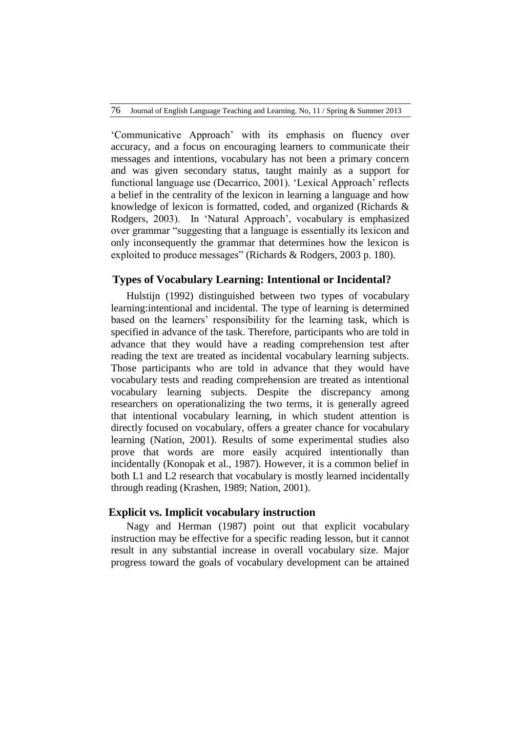'Communicative Approach' with its emphasis on fluency over accuracy, and a focus on encouraging learners to communicate their messages and intentions, vocabulary has not been a primary concern and was given secondary status, taught mainly as a support for functional language use (Decarrico, 2001). 'Lexical Approach' reflects a belief in the centrality of the lexicon in learning a language and how knowledge of lexicon is formatted, coded, and organized (Richards & Rodgers, 2003). In 'Natural Approach', vocabulary is emphasized over grammar "suggesting that a language is essentially its lexicon and only inconsequently the grammar that determines how the lexicon is exploited to produce messages" (Richards & Rodgers, 2003 p. 180).

## Types of Vocabulary Learning: Intentional or Incidental?

Hulstijn (1992) distinguished between two types of vocabulary learning:intentional and incidental. The type of learning is determined based on the learners' responsibility for the learning task, which is specified in advance of the task. Therefore, participants who are told in advance that they would have a reading comprehension test after reading the text are treated as incidental vocabulary learning subjects. Those participants who are told in advance that they would have vocabulary tests and reading comprehension are treated as intentional vocabulary learning subjects. Despite the discrepancy among researchers on operationalizing the two terms, it is generally agreed that intentional vocabulary learning, in which student attention is directly focused on vocabulary, offers a greater chance for vocabulary learning (Nation, 2001). Results of some experimental studies also prove that words are more easily acquired intentionally than incidentally (Konopak et al., 1987). However, it is a common belief in both L1 and L2 research that vocabulary is mostly learned incidentally through reading (Krashen, 1989; Nation, 2001).

## Explicit vs. Implicit vocabulary instruction

Nagy and Herman (1987) point out that explicit vocabulary instruction may be effective for a specific reading lesson, but it cannot result in any substantial increase in overall vocabulary size. Major progress toward the goals of vocabulary development can be attained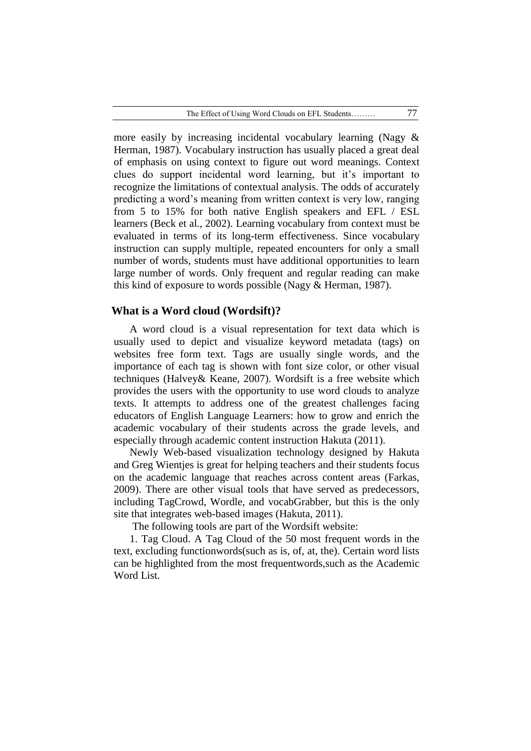more easily by increasing incidental vocabulary learning (Nagy & Herman, 1987). Vocabulary instruction has usually placed a great deal of emphasis on using context to figure out word meanings. Context clues do support incidental word learning, but it's important to recognize the limitations of contextual analysis. The odds of accurately predicting a word's meaning from written context is very low, ranging from 5 to 15% for both native English speakers and EFL / ESL learners (Beck et al., 2002). Learning vocabulary from context must be evaluated in terms of its long-term effectiveness. Since vocabulary instruction can supply multiple, repeated encounters for only a small number of words, students must have additional opportunities to learn large number of words. Only frequent and regular reading can make this kind of exposure to words possible (Nagy & Herman, 1987).

## What is a Word cloud (Wordsift)?

A word cloud is a visual representation for text data which is usually used to depict and visualize keyword metadata (tags) on websites free form text. Tags are usually single words, and the importance of each tag is shown with font size color, or other visual techniques (Halvey& Keane, 2007). Wordsift is a free website which provides the users with the opportunity to use word clouds to analyze texts. It attempts to address one of the greatest challenges facing educators of English Language Learners: how to grow and enrich the academic vocabulary of their students across the grade levels, and especially through academic content instruction Hakuta (2011).

Newly Web-based visualization technology designed by Hakuta and Greg Wientjes is great for helping teachers and their students focus on the academic language that reaches across content areas (Farkas, 2009). There are other visual tools that have served as predecessors, including TagCrowd, Wordle, and vocabGrabber, but this is the only site that integrates web-based images (Hakuta, 2011).

The following tools are part of the Wordsift website:

1. Tag Cloud. A Tag Cloud of the 50 most frequent words in the text, excluding functionwords(such as is, of, at, the). Certain word lists can be highlighted from the most frequentwords,such as the Academic Word List.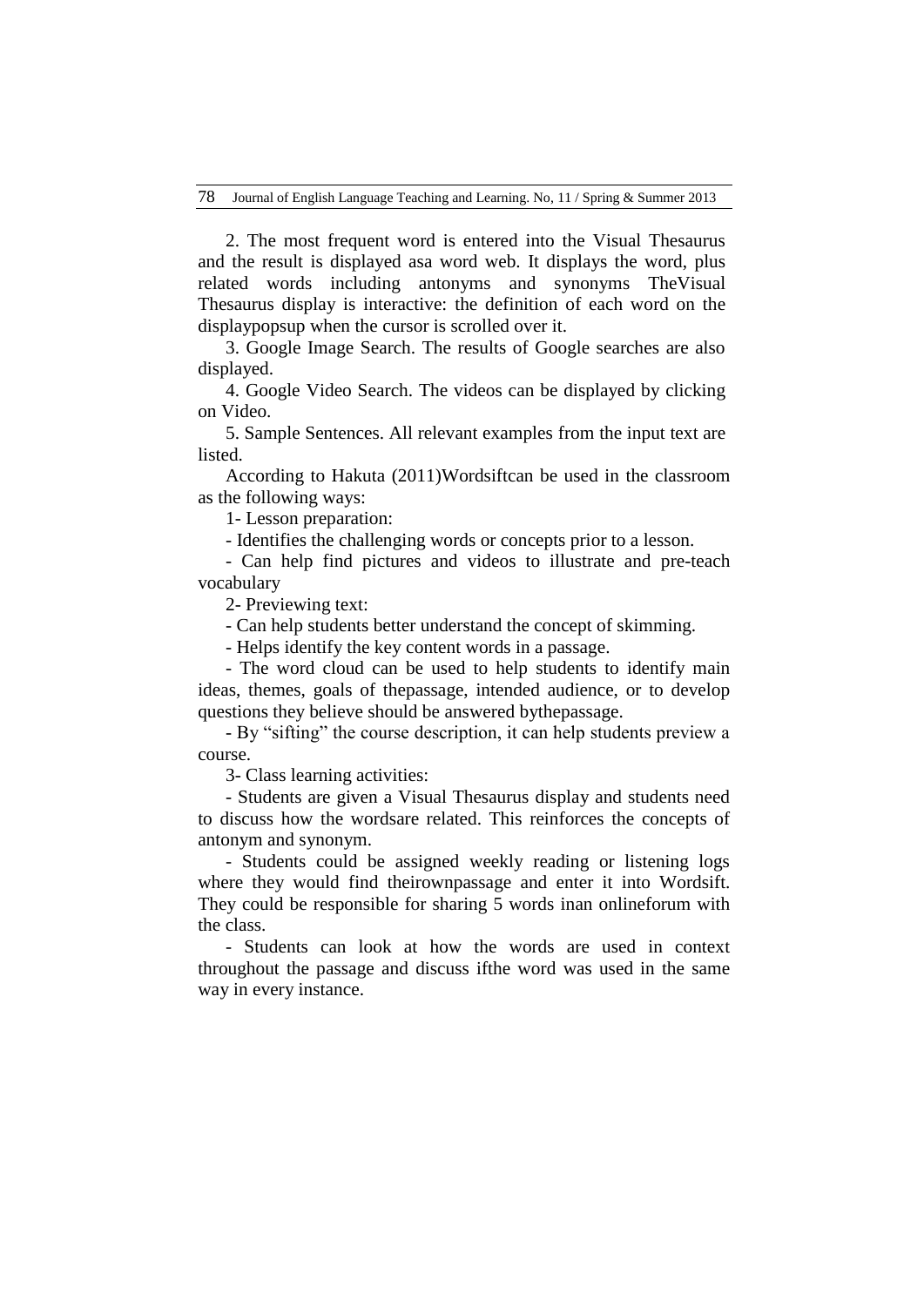2. The most frequent word is entered into the Visual Thesaurus and the result is displayed asa word web. It displays the word, plus related words including antonyms and synonyms TheVisual Thesaurus display is interactive: the definition of each word on the displaypopsup when the cursor is scrolled over it.

3. Google Image Search. The results of Google searches are also displayed.

4. Google Video Search. The videos can be displayed by clicking on Video.

5. Sample Sentences. All relevant examples from the input text are listed.

According to Hakuta (2011)Wordsiftcan be used in the classroom as the following ways:

1- Lesson preparation:

- Identifies the challenging words or concepts prior to a lesson.
- Can help find pictures and videos to illustrate and pre-teach vocabulary

2- Previewing text:

- Can help students better understand the concept of skimming.
- Helps identify the key content words in a passage.
- The word cloud can be used to help students to identify main ideas, themes, goals of thepassage, intended audience, or to develop questions they believe should be answered bythepassage.
- By "sifting" the course description, it can help students preview a course.

3- Class learning activities:

- Students are given a Visual Thesaurus display and students need to discuss how the wordsare related. This reinforces the concepts of antonym and synonym.
- Students could be assigned weekly reading or listening logs where they would find theirownpassage and enter it into Wordsift. They could be responsible for sharing 5 words inan onlineforum with the class.
- Students can look at how the words are used in context throughout the passage and discuss ifthe word was used in the same way in every instance.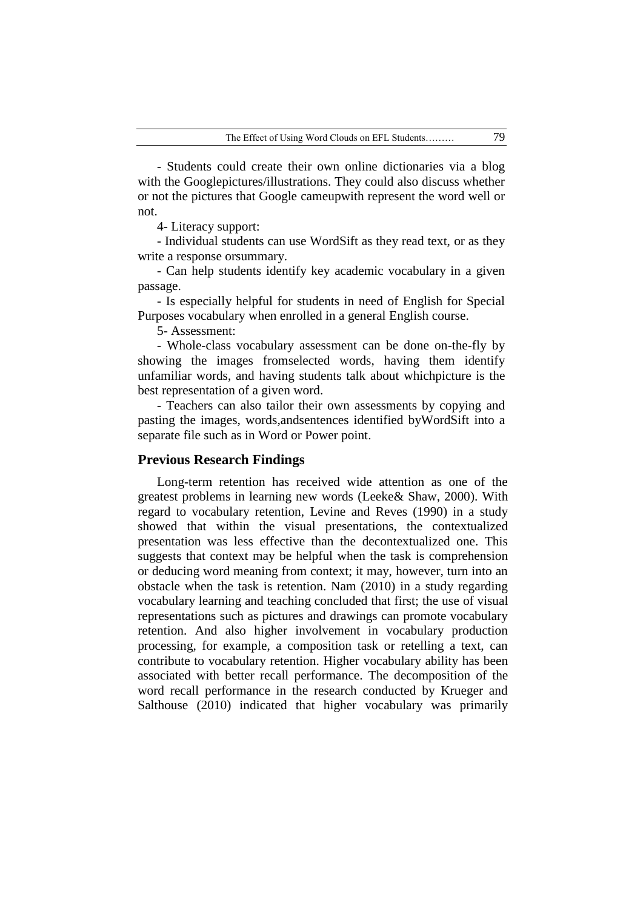- Students could create their own online dictionaries via a blog with the Googlepictures/illustrations. They could also discuss whether or not the pictures that Google cameupwith represent the word well or not.

4- Literacy support:

- Individual students can use WordSift as they read text, or as they write a response orsummary.

- Can help students identify key academic vocabulary in a given passage.

- Is especially helpful for students in need of English for Special Purposes vocabulary when enrolled in a general English course.

5- Assessment:

- Whole-class vocabulary assessment can be done on-the-fly by showing the images fromselected words, having them identify unfamiliar words, and having students talk about whichpicture is the best representation of a given word.

- Teachers can also tailor their own assessments by copying and pasting the images, words,andsentences identified byWordSift into a separate file such as in Word or Power point.

## Previous Research Findings

Long-term retention has received wide attention as one of the greatest problems in learning new words (Leeke& Shaw, 2000). With regard to vocabulary retention, Levine and Reves (1990) in a study showed that within the visual presentations, the contextualized presentation was less effective than the decontextualized one. This suggests that context may be helpful when the task is comprehension or deducing word meaning from context; it may, however, turn into an obstacle when the task is retention. Nam (2010) in a study regarding vocabulary learning and teaching concluded that first; the use of visual representations such as pictures and drawings can promote vocabulary retention. And also higher involvement in vocabulary production processing, for example, a composition task or retelling a text, can contribute to vocabulary retention. Higher vocabulary ability has been associated with better recall performance. The decomposition of the word recall performance in the research conducted by Krueger and Salthouse (2010) indicated that higher vocabulary was primarily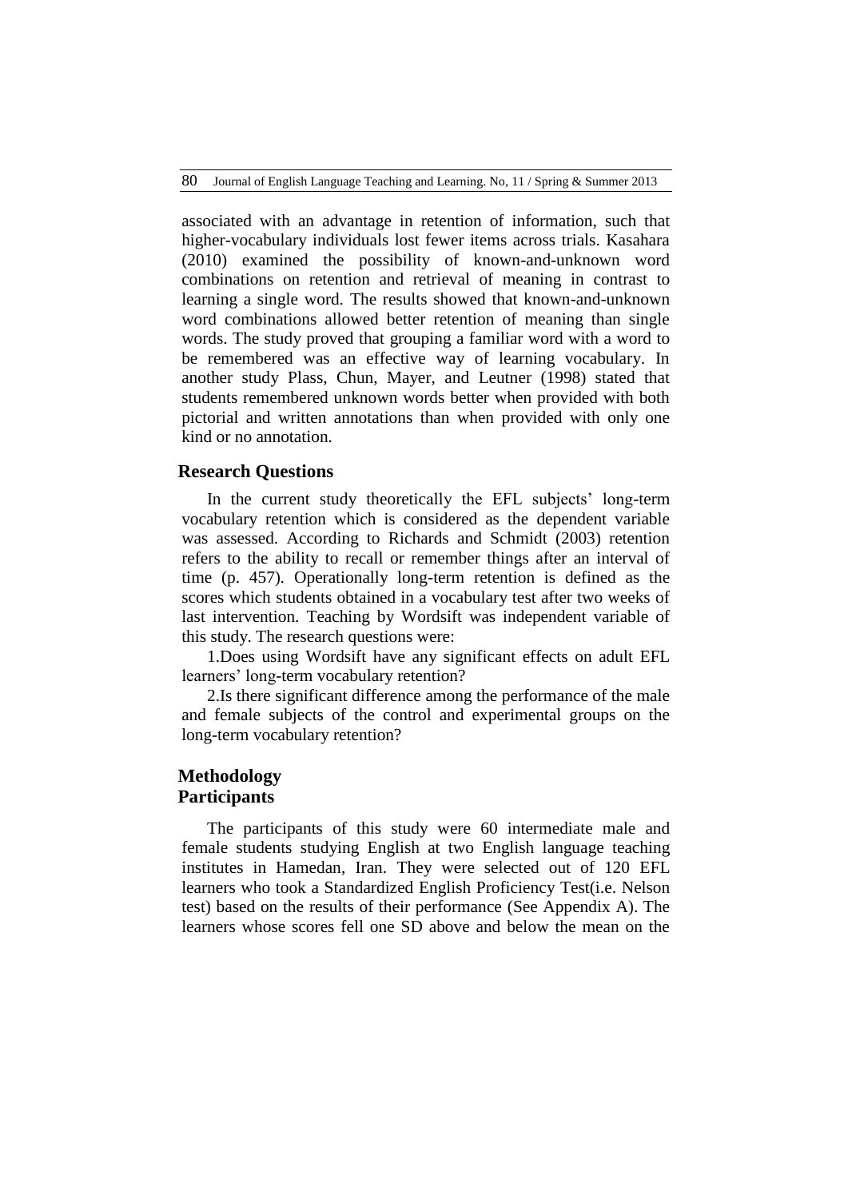associated with an advantage in retention of information, such that higher-vocabulary individuals lost fewer items across trials. Kasahara (2010) examined the possibility of known-and-unknown word combinations on retention and retrieval of meaning in contrast to learning a single word. The results showed that known-and-unknown word combinations allowed better retention of meaning than single words. The study proved that grouping a familiar word with a word to be remembered was an effective way of learning vocabulary. In another study Plass, Chun, Mayer, and Leutner (1998) stated that students remembered unknown words better when provided with both pictorial and written annotations than when provided with only one kind or no annotation.

## Research Questions

In the current study theoretically the EFL subjects' long-term vocabulary retention which is considered as the dependent variable was assessed. According to Richards and Schmidt (2003) retention refers to the ability to recall or remember things after an interval of time (p. 457). Operationally long-term retention is defined as the scores which students obtained in a vocabulary test after two weeks of last intervention. Teaching by Wordsift was independent variable of this study. The research questions were:

1.Does using Wordsift have any significant effects on adult EFL learners' long-term vocabulary retention?

2.Is there significant difference among the performance of the male and female subjects of the control and experimental groups on the long-term vocabulary retention?

## Methodology

### Participants

The participants of this study were 60 intermediate male and female students studying English at two English language teaching institutes in Hamedan, Iran. They were selected out of 120 EFL learners who took a Standardized English Proficiency Test(i.e. Nelson test) based on the results of their performance (See Appendix A). The learners whose scores fell one SD above and below the mean on the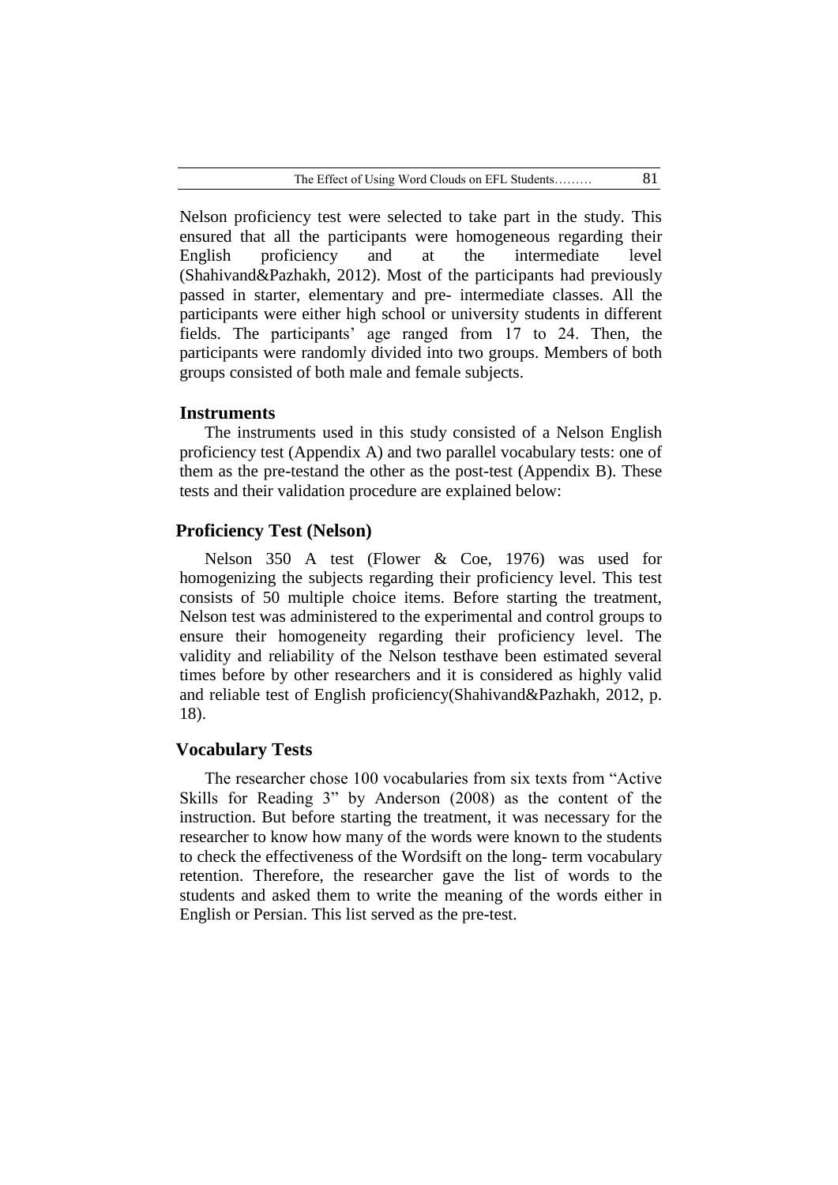Nelson proficiency test were selected to take part in the study. This ensured that all the participants were homogeneous regarding their English proficiency and at the intermediate level (Shahivand&Pazhakh, 2012). Most of the participants had previously passed in starter, elementary and pre- intermediate classes. All the participants were either high school or university students in different fields. The participants' age ranged from 17 to 24. Then, the participants were randomly divided into two groups. Members of both groups consisted of both male and female subjects.

## Instruments

The instruments used in this study consisted of a Nelson English proficiency test (Appendix A) and two parallel vocabulary tests: one of them as the pre-testand the other as the post-test (Appendix B). These tests and their validation procedure are explained below:

### Proficiency Test (Nelson)

Nelson 350 A test (Flower & Coe, 1976) was used for homogenizing the subjects regarding their proficiency level. This test consists of 50 multiple choice items. Before starting the treatment, Nelson test was administered to the experimental and control groups to ensure their homogeneity regarding their proficiency level. The validity and reliability of the Nelson testhave been estimated several times before by other researchers and it is considered as highly valid and reliable test of English proficiency(Shahivand&Pazhakh, 2012, p. 18).

### Vocabulary Tests

The researcher chose 100 vocabularies from six texts from "Active Skills for Reading 3" by Anderson (2008) as the content of the instruction. But before starting the treatment, it was necessary for the researcher to know how many of the words were known to the students to check the effectiveness of the Wordsift on the long- term vocabulary retention. Therefore, the researcher gave the list of words to the students and asked them to write the meaning of the words either in English or Persian. This list served as the pre-test.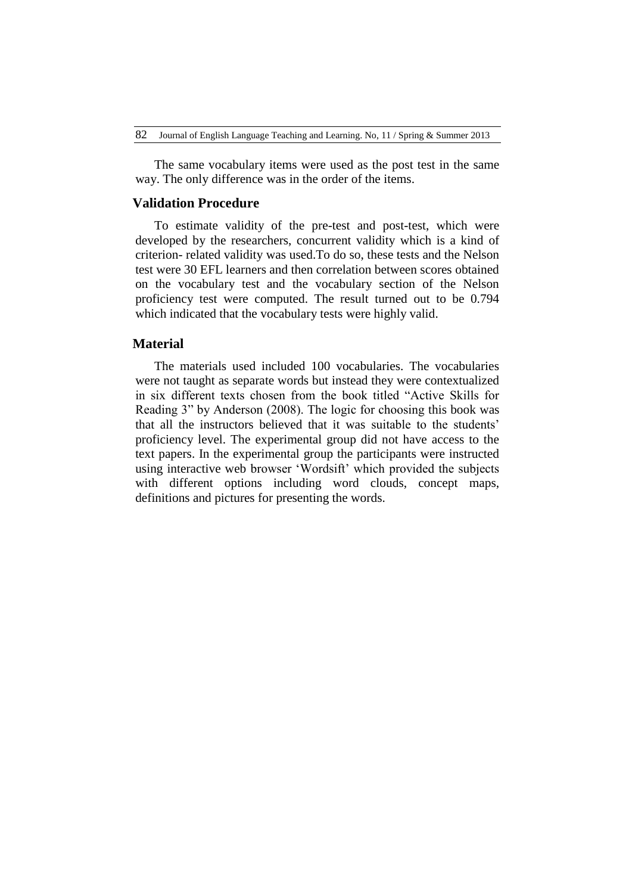The same vocabulary items were used as the post test in the same way. The only difference was in the order of the items.

## Validation Procedure

To estimate validity of the pre-test and post-test, which were developed by the researchers, concurrent validity which is a kind of criterion- related validity was used.To do so, these tests and the Nelson test were 30 EFL learners and then correlation between scores obtained on the vocabulary test and the vocabulary section of the Nelson proficiency test were computed. The result turned out to be 0.794 which indicated that the vocabulary tests were highly valid.

## Material

The materials used included 100 vocabularies. The vocabularies were not taught as separate words but instead they were contextualized in six different texts chosen from the book titled "Active Skills for Reading 3" by Anderson (2008). The logic for choosing this book was that all the instructors believed that it was suitable to the students' proficiency level. The experimental group did not have access to the text papers. In the experimental group the participants were instructed using interactive web browser 'Wordsift' which provided the subjects with different options including word clouds, concept maps, definitions and pictures for presenting the words.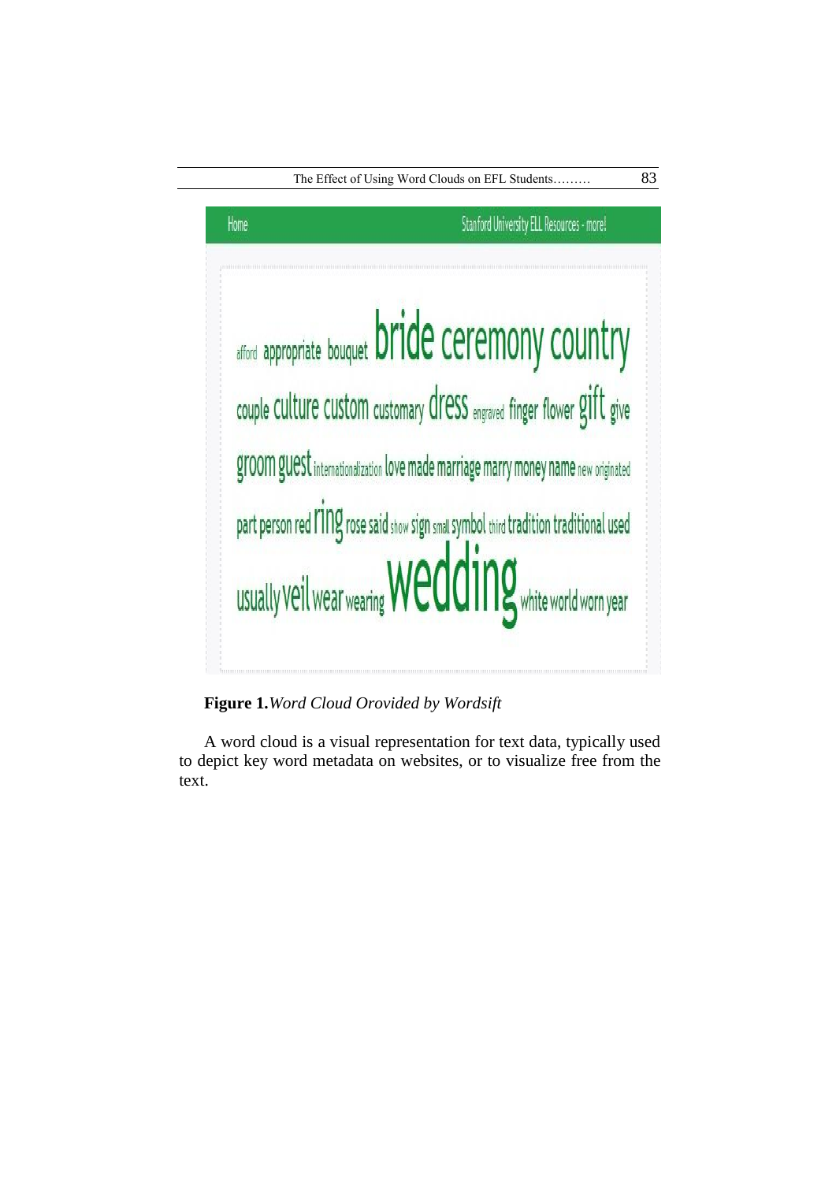**Figure 1.***Word Cloud Orovided by Wordsift*

A word cloud is a visual representation for text data, typically used to depict key word metadata on websites, or to visualize free from the text.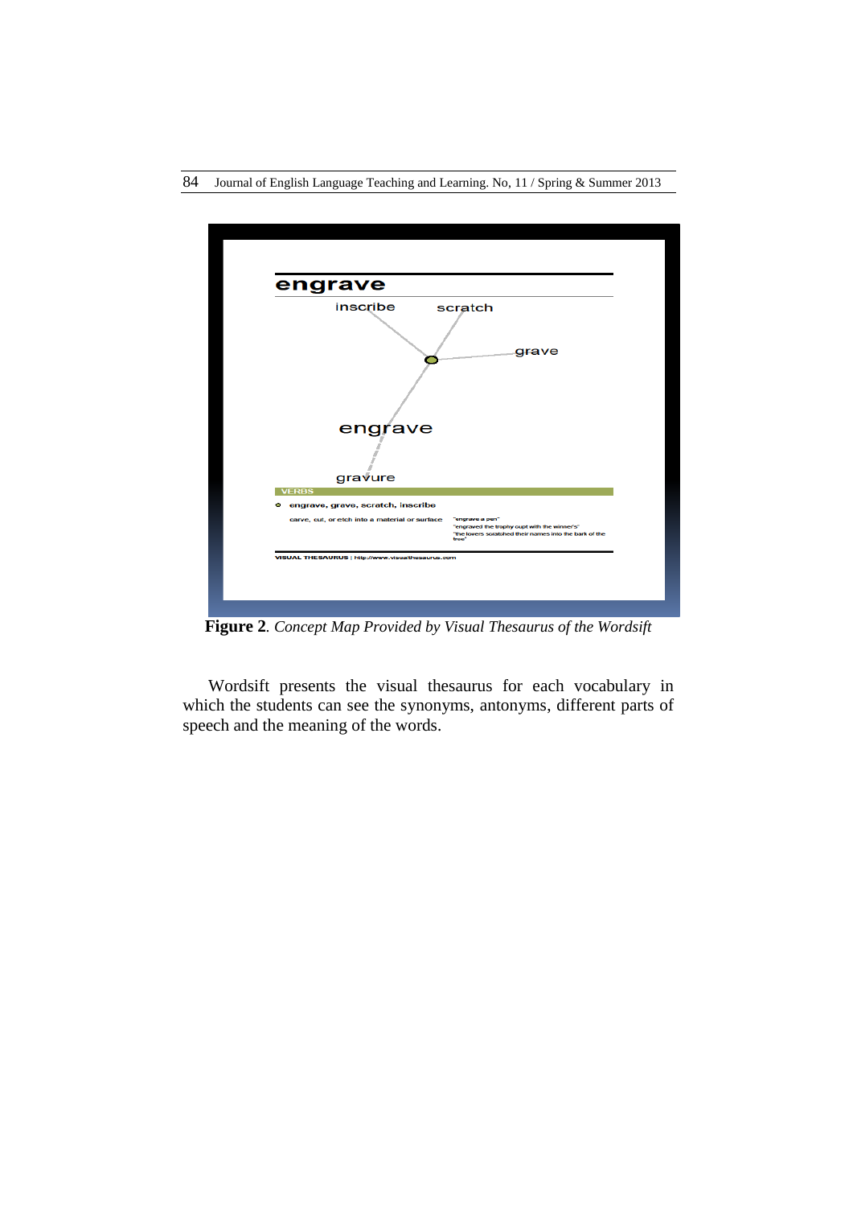**Figure 2**. *Concept Map Provided by Visual Thesaurus of the Wordsift*

Wordsift presents the visual thesaurus for each vocabulary in which the students can see the synonyms, antonyms, different parts of speech and the meaning of the words.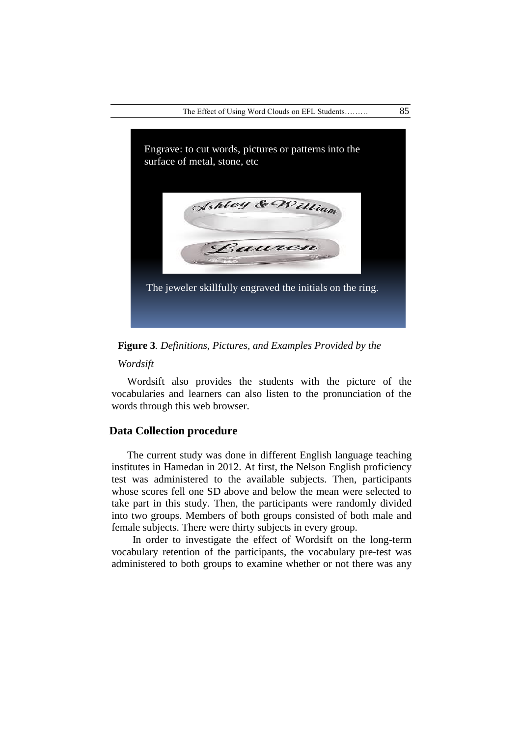Engrave: to cut words, pictures or patterns into the surface of metal, stone, etc

The jeweler skillfully engraved the initials on the ring.

**Figure 3***. Definitions, Pictures, and Examples Provided by the Wordsift*

Wordsift also provides the students with the picture of the vocabularies and learners can also listen to the pronunciation of the words through this web browser.

## Data Collection procedure

The current study was done in different English language teaching institutes in Hamedan in 2012. At first, the Nelson English proficiency test was administered to the available subjects. Then, participants whose scores fell one SD above and below the mean were selected to take part in this study. Then, the participants were randomly divided into two groups. Members of both groups consisted of both male and female subjects. There were thirty subjects in every group.

In order to investigate the effect of Wordsift on the long-term vocabulary retention of the participants, the vocabulary pre-test was administered to both groups to examine whether or not there was any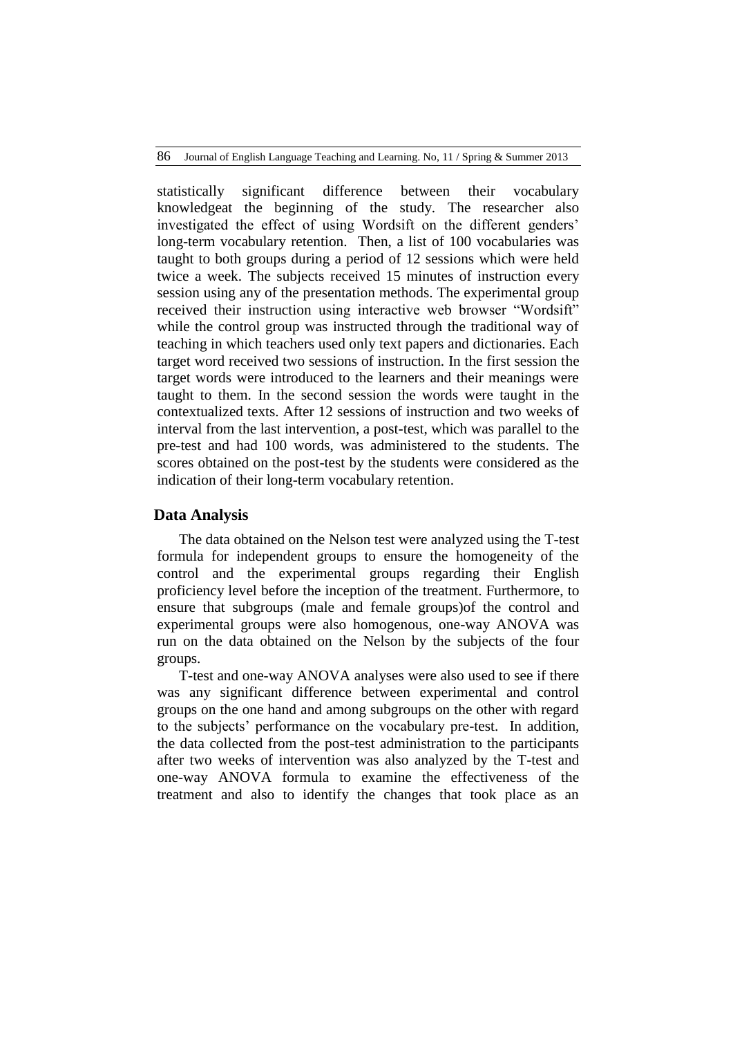statistically significant difference between their vocabulary knowledgeat the beginning of the study. The researcher also investigated the effect of using Wordsift on the different genders' long-term vocabulary retention. Then, a list of 100 vocabularies was taught to both groups during a period of 12 sessions which were held twice a week. The subjects received 15 minutes of instruction every session using any of the presentation methods. The experimental group received their instruction using interactive web browser "Wordsift" while the control group was instructed through the traditional way of teaching in which teachers used only text papers and dictionaries. Each target word received two sessions of instruction. In the first session the target words were introduced to the learners and their meanings were taught to them. In the second session the words were taught in the contextualized texts. After 12 sessions of instruction and two weeks of interval from the last intervention, a post-test, which was parallel to the pre-test and had 100 words, was administered to the students. The scores obtained on the post-test by the students were considered as the indication of their long-term vocabulary retention.

## Data Analysis

The data obtained on the Nelson test were analyzed using the T-test formula for independent groups to ensure the homogeneity of the control and the experimental groups regarding their English proficiency level before the inception of the treatment. Furthermore, to ensure that subgroups (male and female groups)of the control and experimental groups were also homogenous, one-way ANOVA was run on the data obtained on the Nelson by the subjects of the four groups.

T-test and one-way ANOVA analyses were also used to see if there was any significant difference between experimental and control groups on the one hand and among subgroups on the other with regard to the subjects' performance on the vocabulary pre-test. In addition, the data collected from the post-test administration to the participants after two weeks of intervention was also analyzed by the T-test and one-way ANOVA formula to examine the effectiveness of the treatment and also to identify the changes that took place as an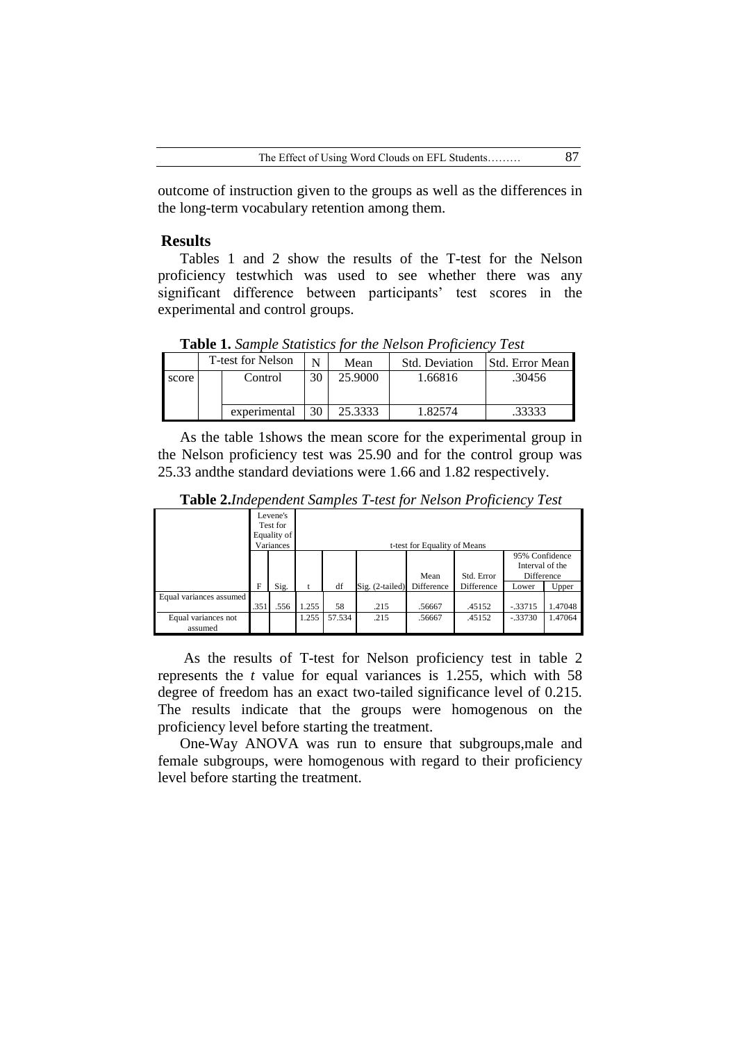outcome of instruction given to the groups as well as the differences in the long-term vocabulary retention among them.

## Results

Tables 1 and 2 show the results of the T-test for the Nelson proficiency testwhich was used to see whether there was any significant difference between participants' test scores in the experimental and control groups.

**Table 1.** *Sample Statistics for the Nelson Proficiency Test*

| | T-test for Nelson | N | Mean | Std. Deviation | Std. Error Mean |
|---|---|---|---|---|---|
| score | Control | 30 | 25.9000 | 1.66816 | .30456 |
| | experimental | 30 | 25.3333 | 1.82574 | .33333 |

As the table 1shows the mean score for the experimental group in the Nelson proficiency test was 25.90 and for the control group was 25.33 andthe standard deviations were 1.66 and 1.82 respectively.

**Table 2.***Independent Samples T-test for Nelson Proficiency Test*

| | Levene's Test for Equality of Variances | | t-test for Equality of Means | | | | | | |
|---|---|---|---|---|---|---|---|---|---|
| | | | | | | | | 95% Confidence Interval of the Difference | |
| | F | Sig. | t | df | Sig. (2-tailed) | Mean Difference | Std. Error Difference | Lower | Upper |
| Equal variances assumed | .351 | .556 | 1.255 | 58 | .215 | .56667 | .45152 | -.33715 | 1.47048 |
| Equal variances not assumed | | | 1.255 | 57.534 | .215 | .56667 | .45152 | -.33730 | 1.47064 |

As the results of T-test for Nelson proficiency test in table 2 represents the *t* value for equal variances is 1.255, which with 58 degree of freedom has an exact two-tailed significance level of 0.215. The results indicate that the groups were homogenous on the proficiency level before starting the treatment.

One-Way ANOVA was run to ensure that subgroups,male and female subgroups, were homogenous with regard to their proficiency level before starting the treatment.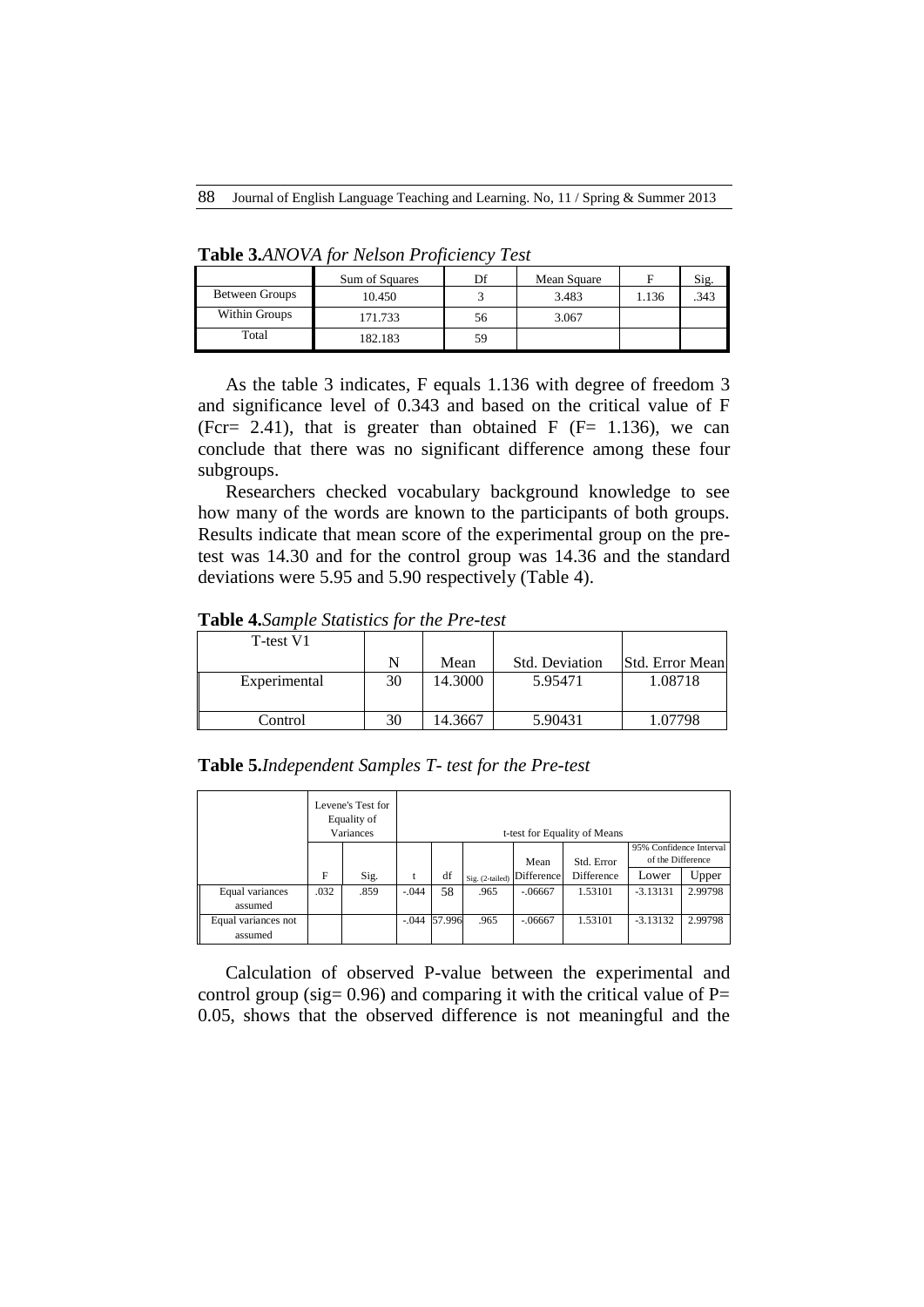**Table 3.** *ANOVA for Nelson Proficiency Test*

| | Sum of Squares | Df | Mean Square | F | Sig. |
|---|---|---|---|---|---|
| Between Groups | 10.450 | 3 | 3.483 | 1.136 | .343 |
| Within Groups | 171.733 | 56 | 3.067 | | |
| Total | 182.183 | 59 | | | |

As the table 3 indicates, F equals 1.136 with degree of freedom 3 and significance level of 0.343 and based on the critical value of F (Fcr= 2.41), that is greater than obtained F (F= 1.136), we can conclude that there was no significant difference among these four subgroups.

Researchers checked vocabulary background knowledge to see how many of the words are known to the participants of both groups. Results indicate that mean score of the experimental group on the pre-test was 14.30 and for the control group was 14.36 and the standard deviations were 5.95 and 5.90 respectively (Table 4).

**Table 4.** *Sample Statistics for the Pre-test*

| T-test V1 | N | Mean | Std. Deviation | Std. Error Mean |
|---|---|---|---|---|
| Experimental | 30 | 14.3000 | 5.95471 | 1.08718 |
| Control | 30 | 14.3667 | 5.90431 | 1.07798 |

**Table 5.** *Independent Samples T- test for the Pre-test*

| | Levene's Test for Equality of Variances | | t-test for Equality of Means | | | | | | |
|---|---|---|---|---|---|---|---|---|---|
| | | | | | | | | 95% Confidence Interval of the Difference | |
| | F | Sig. | t | df | Sig. (2-tailed) | Mean Difference | Std. Error Difference | Lower | Upper |
| Equal variances assumed | .032 | .859 | -.044 | 58 | .965 | -.06667 | 1.53101 | -3.13131 | 2.99798 |
| Equal variances not assumed | | | -.044 | 57.996 | .965 | -.06667 | 1.53101 | -3.13132 | 2.99798 |

Calculation of observed P-value between the experimental and control group (sig= 0.96) and comparing it with the critical value of P= 0.05, shows that the observed difference is not meaningful and the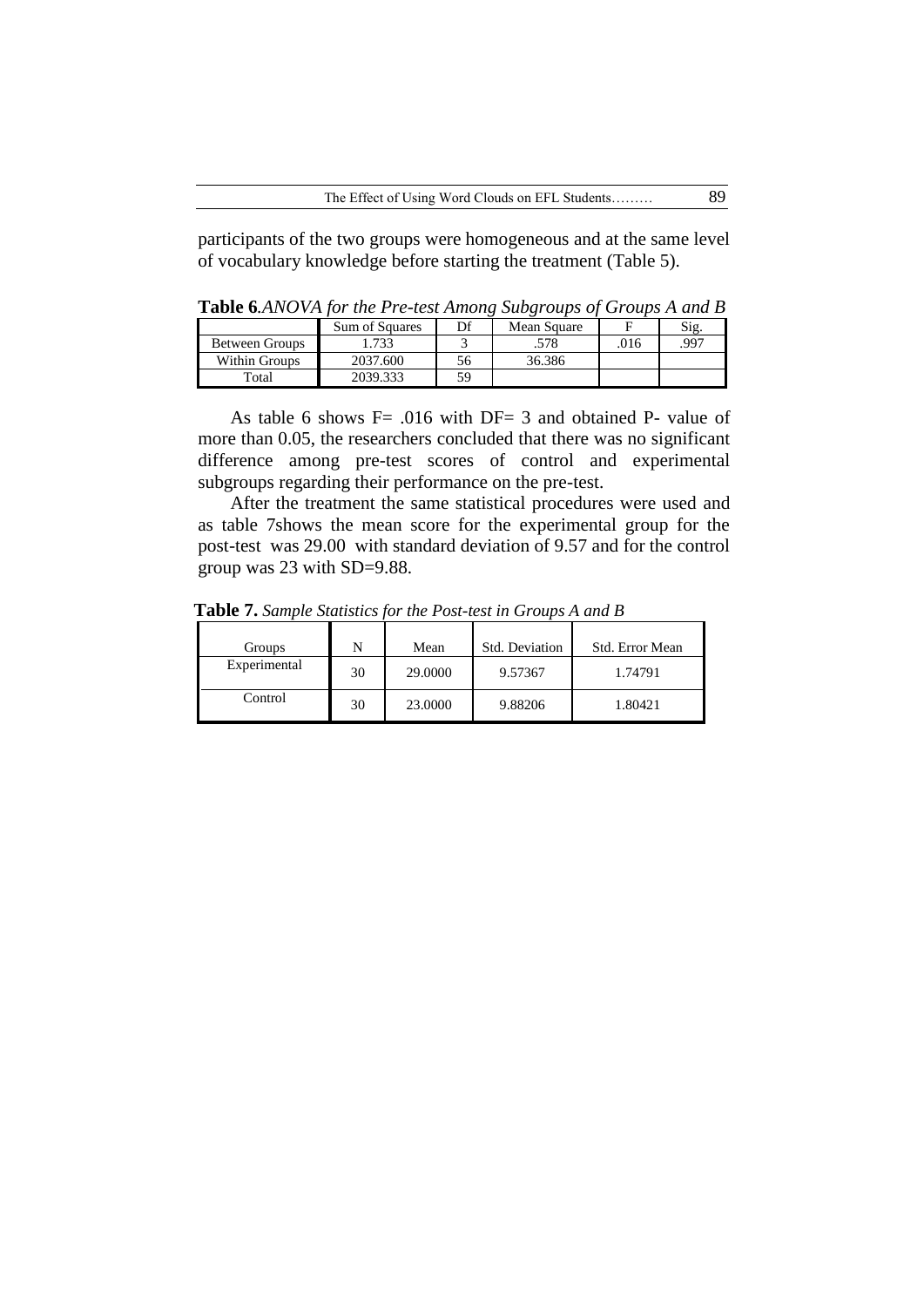participants of the two groups were homogeneous and at the same level of vocabulary knowledge before starting the treatment (Table 5).

**Table 6**.*ANOVA for the Pre-test Among Subgroups of Groups A and B*

| | Sum of Squares | Df | Mean Square | F | Sig. |
|---|---|---|---|---|---|
| Between Groups | 1.733 | 3 | .578 | .016 | .997 |
| Within Groups | 2037.600 | 56 | 36.386 | | |
| Total | 2039.333 | 59 | | | |

As table 6 shows F= .016 with DF= 3 and obtained P- value of more than 0.05, the researchers concluded that there was no significant difference among pre-test scores of control and experimental subgroups regarding their performance on the pre-test.

After the treatment the same statistical procedures were used and as table 7shows the mean score for the experimental group for the post-test was 29.00 with standard deviation of 9.57 and for the control group was 23 with SD=9.88.

**Table 7.** *Sample Statistics for the Post-test in Groups A and B*

| Groups | N | Mean | Std. Deviation | Std. Error Mean |
|---|---|---|---|---|
| Experimental | 30 | 29.0000 | 9.57367 | 1.74791 |
| Control | 30 | 23.0000 | 9.88206 | 1.80421 |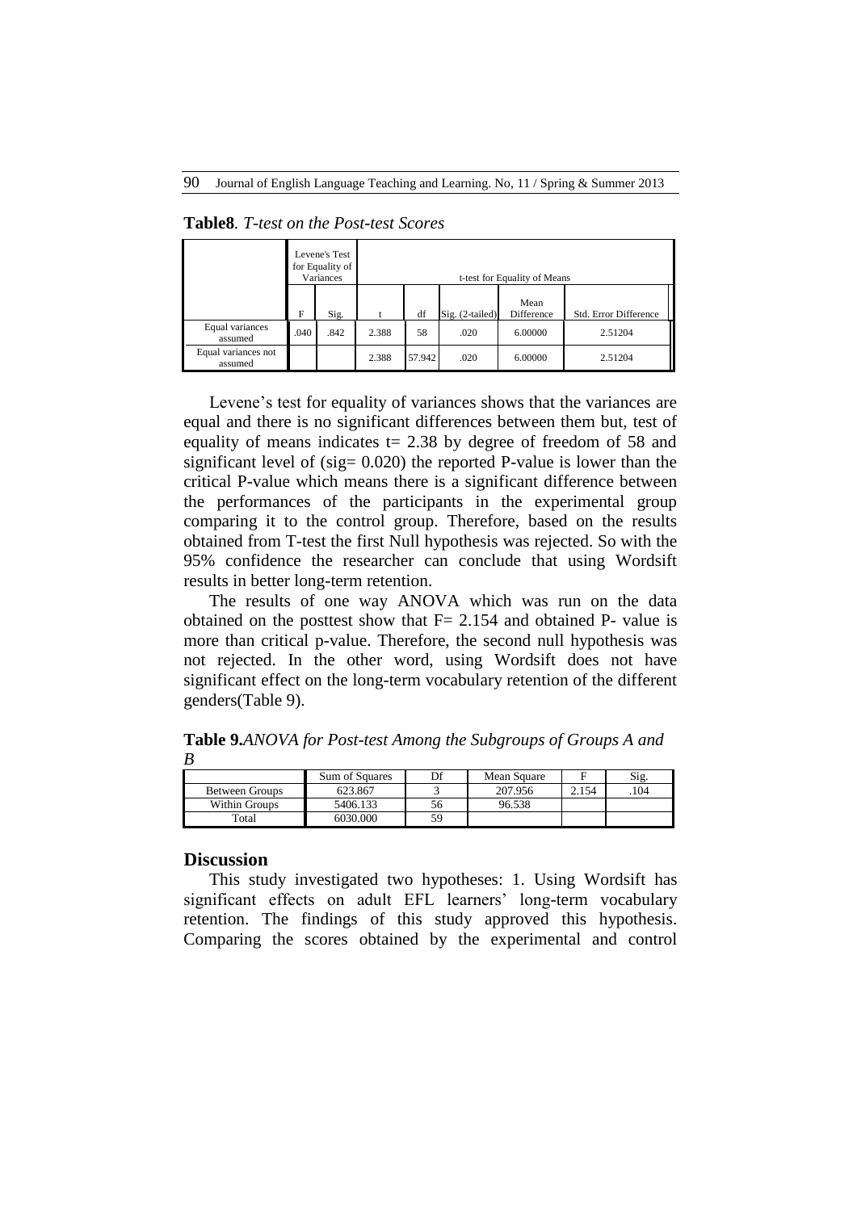**Table8**. *T-test on the Post-test Scores*

| | Levene's Test for Equality of Variances | | t-test for Equality of Means | | | | |
|---|---|---|---|---|---|---|---|
| | F | Sig. | t | df | Sig. (2-tailed) | Mean Difference | Std. Error Difference |
| Equal variances assumed | .040 | .842 | 2.388 | 58 | .020 | 6.00000 | 2.51204 |
| Equal variances not assumed | | | 2.388 | 57.942 | .020 | 6.00000 | 2.51204 |

Levene's test for equality of variances shows that the variances are equal and there is no significant differences between them but, test of equality of means indicates t= 2.38 by degree of freedom of 58 and significant level of (sig= 0.020) the reported P-value is lower than the critical P-value which means there is a significant difference between the performances of the participants in the experimental group comparing it to the control group. Therefore, based on the results obtained from T-test the first Null hypothesis was rejected. So with the 95% confidence the researcher can conclude that using Wordsift results in better long-term retention.

The results of one way ANOVA which was run on the data obtained on the posttest show that F= 2.154 and obtained P- value is more than critical p-value. Therefore, the second null hypothesis was not rejected. In the other word, using Wordsift does not have significant effect on the long-term vocabulary retention of the different genders(Table 9).

**Table 9.***ANOVA for Post-test Among the Subgroups of Groups A and B*

| | Sum of Squares | Df | Mean Square | F | Sig. |
|---|---|---|---|---|---|
| Between Groups | 623.867 | 3 | 207.956 | 2.154 | .104 |
| Within Groups | 5406.133 | 56 | 96.538 | | |
| Total | 6030.000 | 59 | | | |

## Discussion

This study investigated two hypotheses: 1. Using Wordsift has significant effects on adult EFL learners' long-term vocabulary retention. The findings of this study approved this hypothesis. Comparing the scores obtained by the experimental and control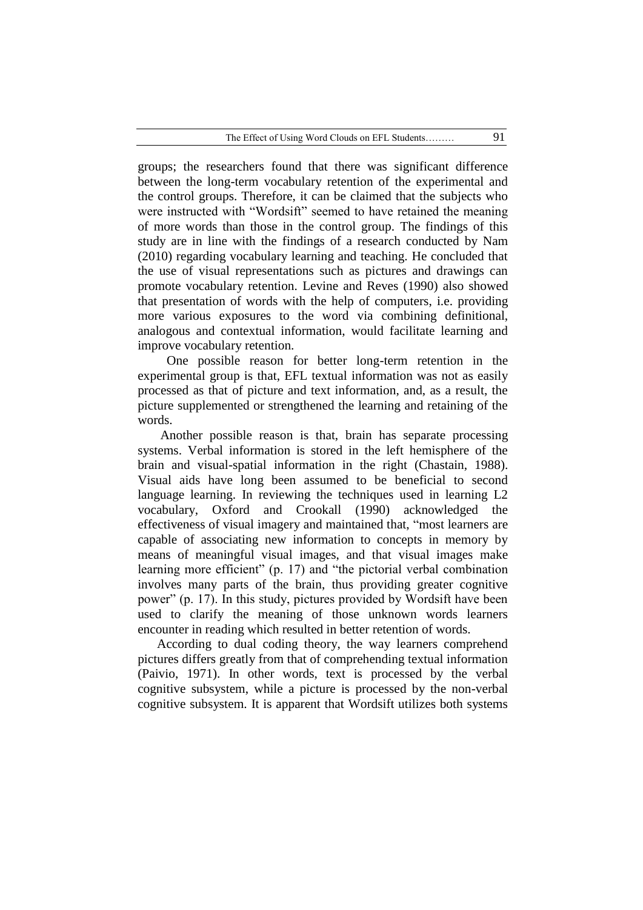groups; the researchers found that there was significant difference between the long-term vocabulary retention of the experimental and the control groups. Therefore, it can be claimed that the subjects who were instructed with "Wordsift" seemed to have retained the meaning of more words than those in the control group. The findings of this study are in line with the findings of a research conducted by Nam (2010) regarding vocabulary learning and teaching. He concluded that the use of visual representations such as pictures and drawings can promote vocabulary retention. Levine and Reves (1990) also showed that presentation of words with the help of computers, i.e. providing more various exposures to the word via combining definitional, analogous and contextual information, would facilitate learning and improve vocabulary retention.

One possible reason for better long-term retention in the experimental group is that, EFL textual information was not as easily processed as that of picture and text information, and, as a result, the picture supplemented or strengthened the learning and retaining of the words.

Another possible reason is that, brain has separate processing systems. Verbal information is stored in the left hemisphere of the brain and visual-spatial information in the right (Chastain, 1988). Visual aids have long been assumed to be beneficial to second language learning. In reviewing the techniques used in learning L2 vocabulary, Oxford and Crookall (1990) acknowledged the effectiveness of visual imagery and maintained that, "most learners are capable of associating new information to concepts in memory by means of meaningful visual images, and that visual images make learning more efficient" (p. 17) and "the pictorial verbal combination involves many parts of the brain, thus providing greater cognitive power" (p. 17). In this study, pictures provided by Wordsift have been used to clarify the meaning of those unknown words learners encounter in reading which resulted in better retention of words.

According to dual coding theory, the way learners comprehend pictures differs greatly from that of comprehending textual information (Paivio, 1971). In other words, text is processed by the verbal cognitive subsystem, while a picture is processed by the non-verbal cognitive subsystem. It is apparent that Wordsift utilizes both systems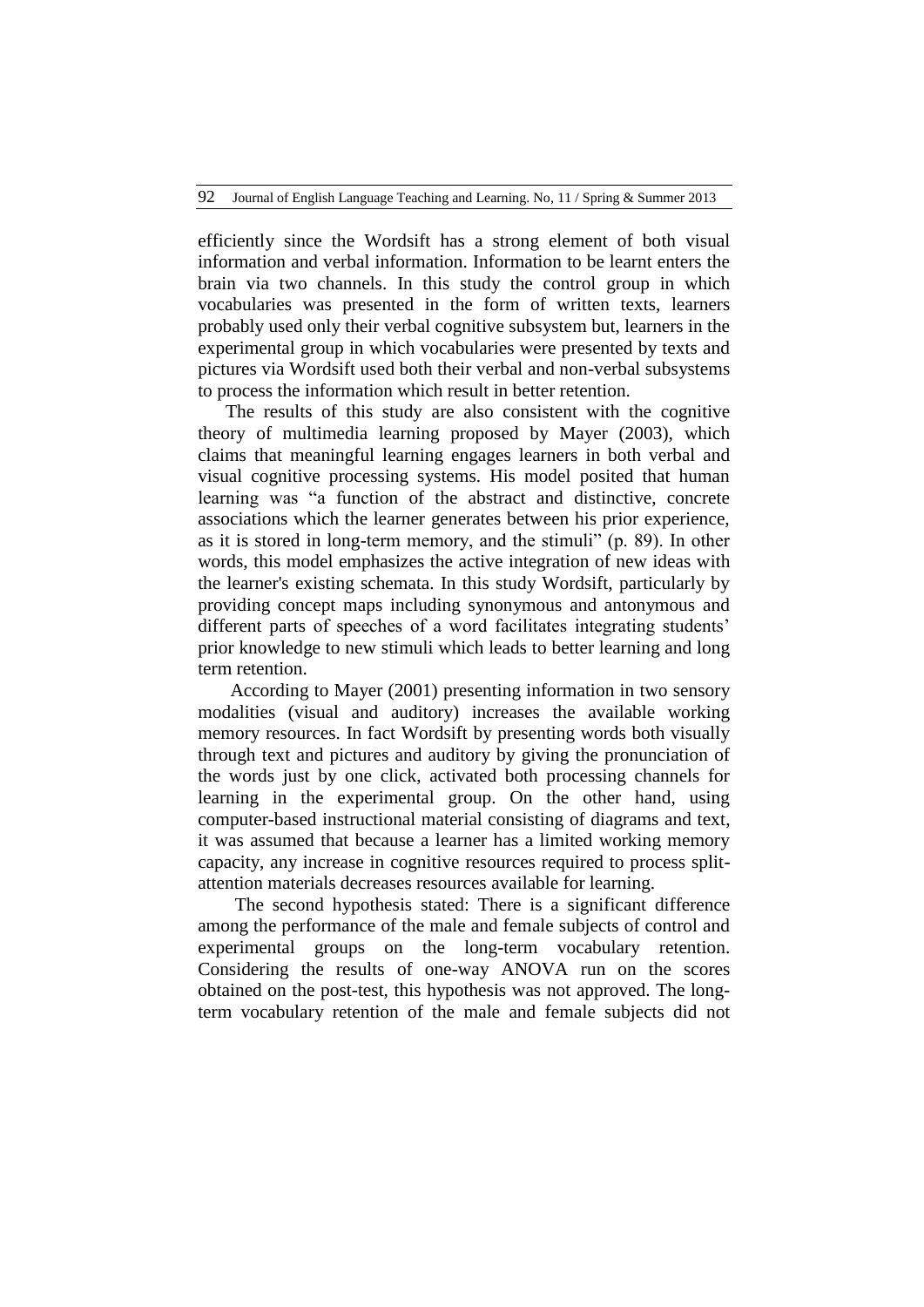efficiently since the Wordsift has a strong element of both visual information and verbal information. Information to be learnt enters the brain via two channels. In this study the control group in which vocabularies was presented in the form of written texts, learners probably used only their verbal cognitive subsystem but, learners in the experimental group in which vocabularies were presented by texts and pictures via Wordsift used both their verbal and non-verbal subsystems to process the information which result in better retention.

The results of this study are also consistent with the cognitive theory of multimedia learning proposed by Mayer (2003), which claims that meaningful learning engages learners in both verbal and visual cognitive processing systems. His model posited that human learning was "a function of the abstract and distinctive, concrete associations which the learner generates between his prior experience, as it is stored in long-term memory, and the stimuli" (p. 89). In other words, this model emphasizes the active integration of new ideas with the learner's existing schemata. In this study Wordsift, particularly by providing concept maps including synonymous and antonymous and different parts of speeches of a word facilitates integrating students' prior knowledge to new stimuli which leads to better learning and long term retention.

According to Mayer (2001) presenting information in two sensory modalities (visual and auditory) increases the available working memory resources. In fact Wordsift by presenting words both visually through text and pictures and auditory by giving the pronunciation of the words just by one click, activated both processing channels for learning in the experimental group. On the other hand, using computer-based instructional material consisting of diagrams and text, it was assumed that because a learner has a limited working memory capacity, any increase in cognitive resources required to process split-attention materials decreases resources available for learning.

The second hypothesis stated: There is a significant difference among the performance of the male and female subjects of control and experimental groups on the long-term vocabulary retention. Considering the results of one-way ANOVA run on the scores obtained on the post-test, this hypothesis was not approved. The long-term vocabulary retention of the male and female subjects did not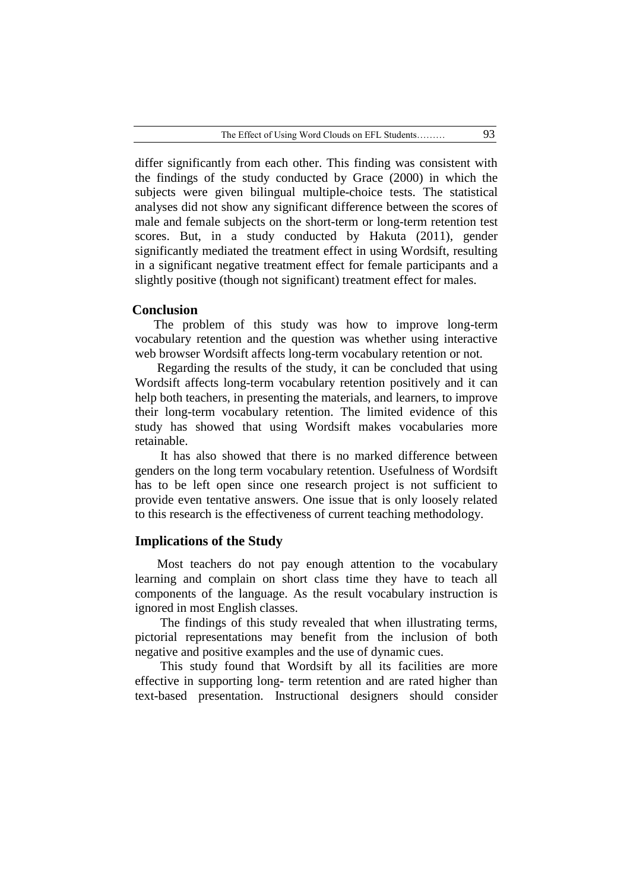differ significantly from each other. This finding was consistent with the findings of the study conducted by Grace (2000) in which the subjects were given bilingual multiple-choice tests. The statistical analyses did not show any significant difference between the scores of male and female subjects on the short-term or long-term retention test scores. But, in a study conducted by Hakuta (2011), gender significantly mediated the treatment effect in using Wordsift, resulting in a significant negative treatment effect for female participants and a slightly positive (though not significant) treatment effect for males.

## Conclusion

The problem of this study was how to improve long-term vocabulary retention and the question was whether using interactive web browser Wordsift affects long-term vocabulary retention or not.

Regarding the results of the study, it can be concluded that using Wordsift affects long-term vocabulary retention positively and it can help both teachers, in presenting the materials, and learners, to improve their long-term vocabulary retention. The limited evidence of this study has showed that using Wordsift makes vocabularies more retainable.

It has also showed that there is no marked difference between genders on the long term vocabulary retention. Usefulness of Wordsift has to be left open since one research project is not sufficient to provide even tentative answers. One issue that is only loosely related to this research is the effectiveness of current teaching methodology.

## Implications of the Study

Most teachers do not pay enough attention to the vocabulary learning and complain on short class time they have to teach all components of the language. As the result vocabulary instruction is ignored in most English classes.

The findings of this study revealed that when illustrating terms, pictorial representations may benefit from the inclusion of both negative and positive examples and the use of dynamic cues.

This study found that Wordsift by all its facilities are more effective in supporting long- term retention and are rated higher than text-based presentation. Instructional designers should consider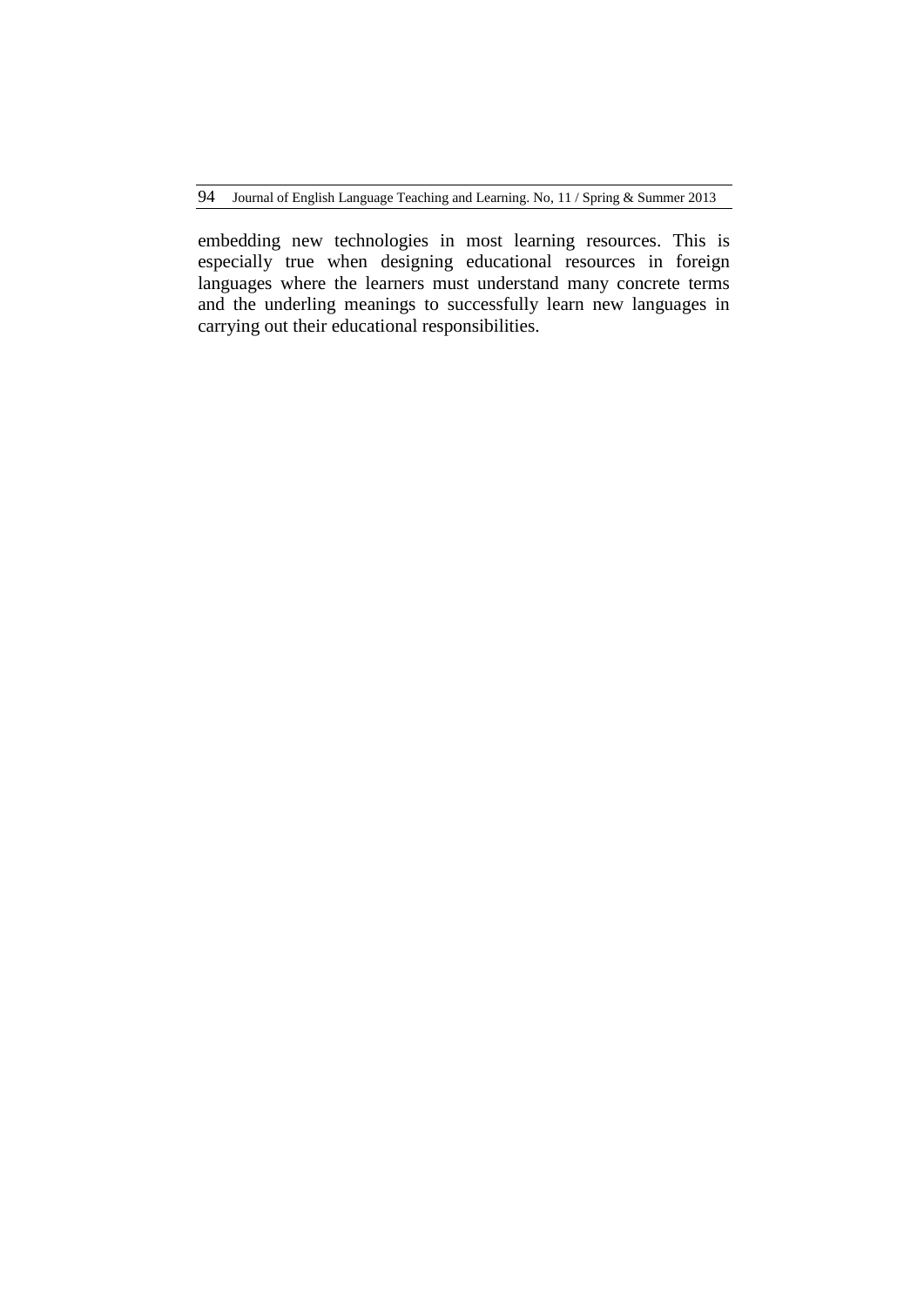embedding new technologies in most learning resources. This is especially true when designing educational resources in foreign languages where the learners must understand many concrete terms and the underling meanings to successfully learn new languages in carrying out their educational responsibilities.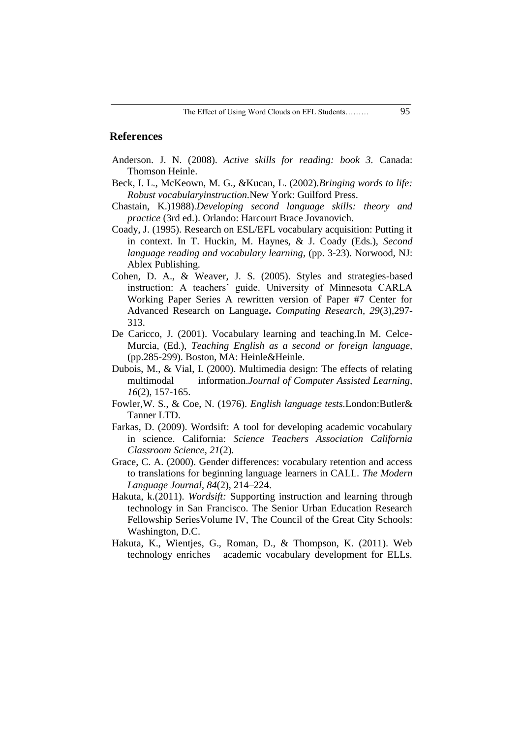## References

Anderson. J. N. (2008). *Active skills for reading: book 3*. Canada: Thomson Heinle.

Beck, I. L., McKeown, M. G., &Kucan, L. (2002).*Bringing words to life: Robust vocabularyinstruction.*New York: Guilford Press.

Chastain, K.)1988).*Developing second language skills: theory and practice* (3rd ed.). Orlando: Harcourt Brace Jovanovich.

Coady, J. (1995). Research on ESL/EFL vocabulary acquisition: Putting it in context. In T. Huckin, M. Haynes, & J. Coady (Eds.), *Second language reading and vocabulary learning*, (pp. 3-23). Norwood, NJ: Ablex Publishing.

Cohen, D. A., & Weaver, J. S. (2005). Styles and strategies-based instruction: A teachers' guide. University of Minnesota CARLA Working Paper Series A rewritten version of Paper #7 Center for Advanced Research on Language**.** *Computing Research, 29*(3),297-313.

De Caricco, J. (2001). Vocabulary learning and teaching.In M. Celce-Murcia, (Ed.), *Teaching English as a second or foreign language,* (pp.285-299). Boston, MA: Heinle&Heinle.

Dubois, M., & Vial, I. (2000). Multimedia design: The effects of relating multimodal information.*Journal of Computer Assisted Learning, 16*(2), 157-165.

Fowler,W. S., & Coe, N. (1976). *English language tests.*London:Butler& Tanner LTD.

Farkas, D. (2009). Wordsift: A tool for developing academic vocabulary in science. California: *Science Teachers Association California Classroom Science, 21*(2).

Grace, C. A. (2000). Gender differences: vocabulary retention and access to translations for beginning language learners in CALL. *The Modern Language Journal*, *84*(2), 214–224.

Hakuta, k.(2011). *Wordsift:* Supporting instruction and learning through technology in San Francisco. The Senior Urban Education Research Fellowship SeriesVolume IV, The Council of the Great City Schools: Washington, D.C.

Hakuta, K., Wientjes, G., Roman, D., & Thompson, K. (2011). Web technology enriches academic vocabulary development for ELLs.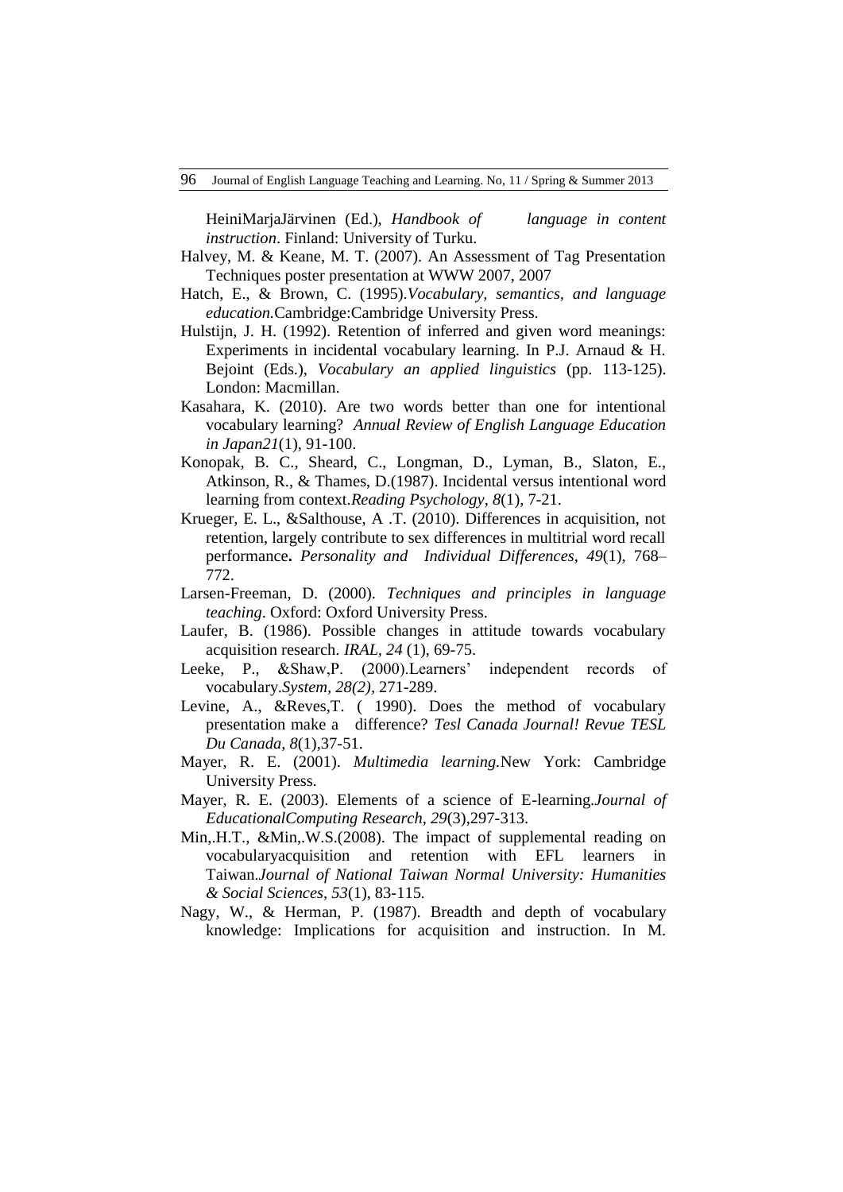HeiniMarjaJärvinen (Ed.), *Handbook of language in content instruction*. Finland: University of Turku.

Halvey, M. & Keane, M. T. (2007). An Assessment of Tag Presentation Techniques poster presentation at WWW 2007, 2007

Hatch, E., & Brown, C. (1995).*Vocabulary, semantics, and language education.*Cambridge:Cambridge University Press.

Hulstijn, J. H. (1992). Retention of inferred and given word meanings: Experiments in incidental vocabulary learning. In P.J. Arnaud & H. Bejoint (Eds.), *Vocabulary an applied linguistics* (pp. 113-125). London: Macmillan.

Kasahara, K. (2010). Are two words better than one for intentional vocabulary learning? *Annual Review of English Language Education in Japan21*(1), 91-100.

Konopak, B. C., Sheard, C., Longman, D., Lyman, B., Slaton, E., Atkinson, R., & Thames, D.(1987). Incidental versus intentional word learning from context.*Reading Psychology*, *8*(1), 7-21.

Krueger, E. L., &Salthouse, A .T. (2010). Differences in acquisition, not retention, largely contribute to sex differences in multitrial word recall performance**.** *Personality and Individual Differences*, *49*(1), 768–772.

Larsen-Freeman, D. (2000). *Techniques and principles in language teaching*. Oxford: Oxford University Press.

Laufer, B. (1986). Possible changes in attitude towards vocabulary acquisition research. *IRAL, 24* (1), 69-75.

Leeke, P., &Shaw,P. (2000).Learners' independent records of vocabulary.*System*, *28(2)*, 271-289.

Levine, A., &Reves,T. ( 1990). Does the method of vocabulary presentation make a difference? *Tesl Canada Journal! Revue TESL Du Canada, 8*(1),37-51.

Mayer, R. E. (2001). *Multimedia learning.*New York: Cambridge University Press.

Mayer, R. E. (2003). Elements of a science of E-learning.*Journal of EducationalComputing Research, 29*(3),297-313.

Min,.H.T., &Min,.W.S.(2008). The impact of supplemental reading on vocabularyacquisition and retention with EFL learners in Taiwan.*Journal of National Taiwan Normal University: Humanities & Social Sciences, 53*(1), 83-115.

Nagy, W., & Herman, P. (1987). Breadth and depth of vocabulary knowledge: Implications for acquisition and instruction. In M.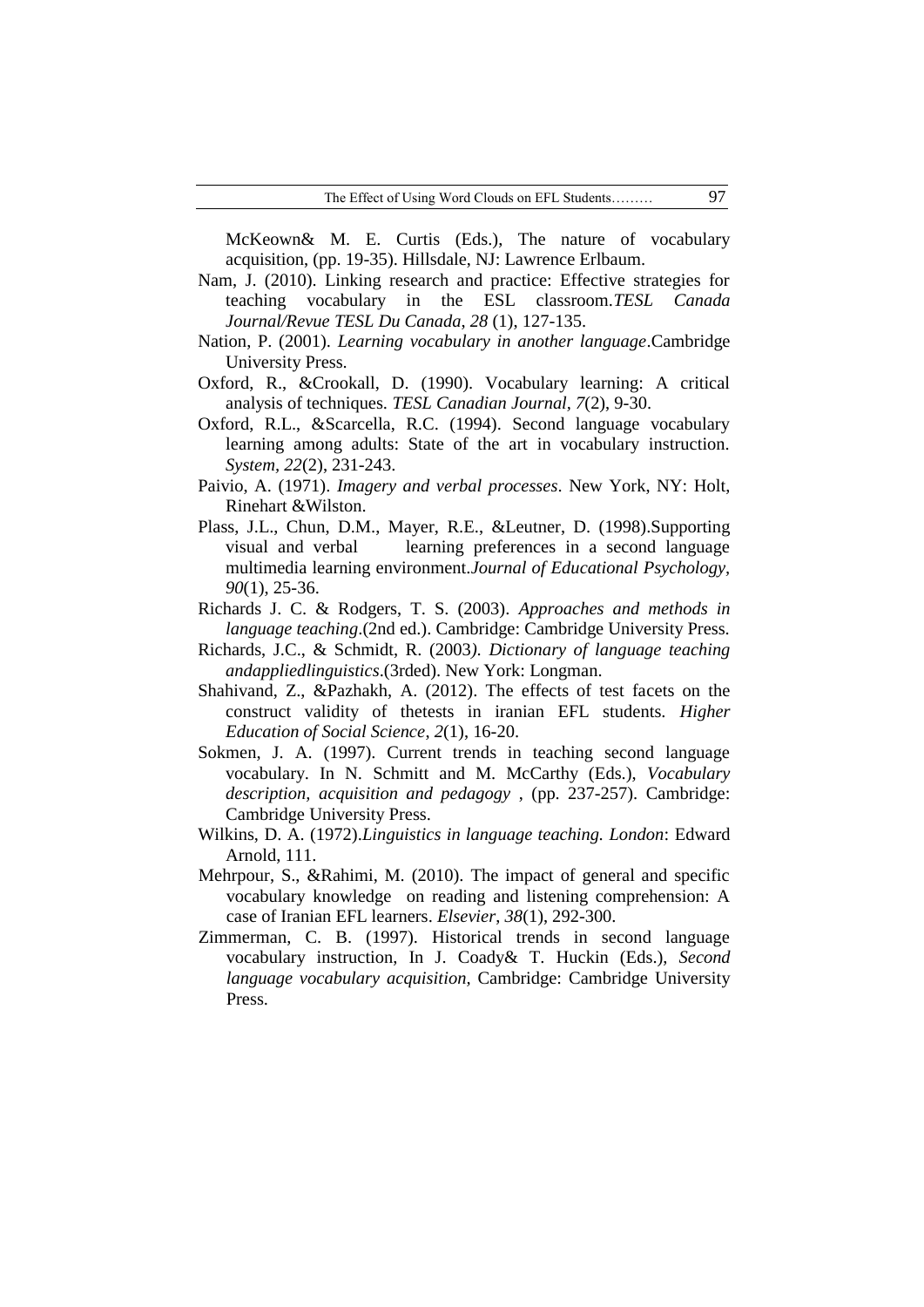McKeown& M. E. Curtis (Eds.), The nature of vocabulary acquisition, (pp. 19-35). Hillsdale, NJ: Lawrence Erlbaum.

Nam, J. (2010). Linking research and practice: Effective strategies for teaching vocabulary in the ESL classroom.*TESL Canada Journal/Revue TESL Du Canada*, *28* (1), 127-135.

Nation, P. (2001). *Learning vocabulary in another language*.Cambridge University Press.

Oxford, R., &Crookall, D. (1990). Vocabulary learning: A critical analysis of techniques. *TESL Canadian Journal*, *7*(2), 9-30.

Oxford, R.L., &Scarcella, R.C. (1994). Second language vocabulary learning among adults: State of the art in vocabulary instruction. *System*, *22*(2), 231-243.

Paivio, A. (1971). *Imagery and verbal processes*. New York, NY: Holt, Rinehart &Wilston.

Plass, J.L., Chun, D.M., Mayer, R.E., &Leutner, D. (1998).Supporting visual and verbal learning preferences in a second language multimedia learning environment.*Journal of Educational Psychology*, *90*(1), 25-36.

Richards J. C. & Rodgers, T. S. (2003). *Approaches and methods in language teaching*.(2nd ed.). Cambridge: Cambridge University Press.

Richards, J.C., & Schmidt, R. (2003*). Dictionary of language teaching andappliedlinguistics*.(3rded). New York: Longman.

Shahivand, Z., &Pazhakh, A. (2012). The effects of test facets on the construct validity of thetests in iranian EFL students. *Higher Education of Social Science*, *2*(1), 16-20.

Sokmen, J. A. (1997). Current trends in teaching second language vocabulary. In N. Schmitt and M. McCarthy (Eds.), *Vocabulary description, acquisition and pedagogy* , (pp. 237-257). Cambridge: Cambridge University Press.

Wilkins, D. A. (1972).*Linguistics in language teaching. London*: Edward Arnold, 111.

Mehrpour, S., &Rahimi, M. (2010). The impact of general and specific vocabulary knowledge on reading and listening comprehension: A case of Iranian EFL learners. *Elsevier*, *38*(1), 292-300.

Zimmerman, C. B. (1997). Historical trends in second language vocabulary instruction, In J. Coady& T. Huckin (Eds.), *Second language vocabulary acquisition*, Cambridge: Cambridge University Press.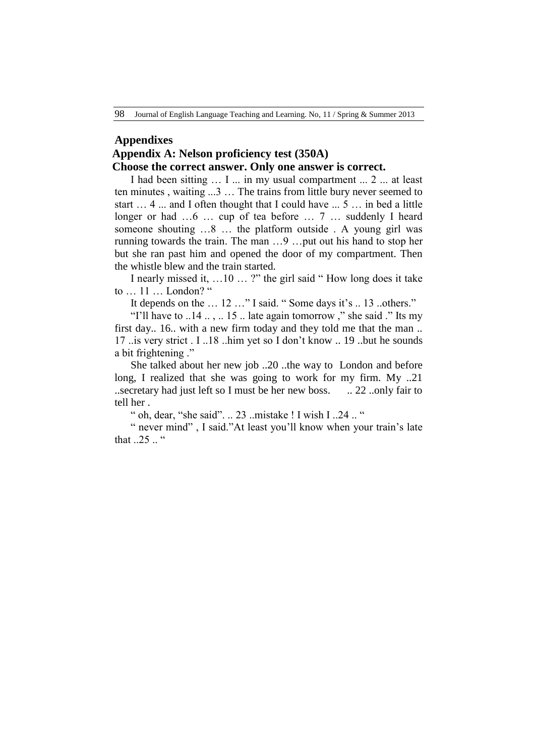## Appendixes

### Appendix A: Nelson proficiency test (350A)

**Choose the correct answer. Only one answer is correct.**

I had been sitting … I ... in my usual compartment ... 2 ... at least ten minutes , waiting ...3 … The trains from little bury never seemed to start … 4 ... and I often thought that I could have ... 5 … in bed a little longer or had …6 … cup of tea before … 7 … suddenly I heard someone shouting …8 … the platform outside . A young girl was running towards the train. The man …9 …put out his hand to stop her but she ran past him and opened the door of my compartment. Then the whistle blew and the train started.

I nearly missed it, …10 … ?" the girl said " How long does it take to … 11 … London? "

It depends on the … 12 …" I said. " Some days it's .. 13 ..others."

"I'll have to ..14 .. , .. 15 .. late again tomorrow ," she said ." Its my first day.. 16.. with a new firm today and they told me that the man .. 17 ..is very strict . I ..18 ..him yet so I don't know .. 19 ..but he sounds a bit frightening ."

She talked about her new job ..20 ..the way to London and before long, I realized that she was going to work for my firm. My ..21 ..secretary had just left so I must be her new boss. .. 22 ..only fair to tell her .

" oh, dear, "she said". .. 23 ..mistake ! I wish I ..24 .. "

" never mind" , I said."At least you'll know when your train's late that ..25 .. "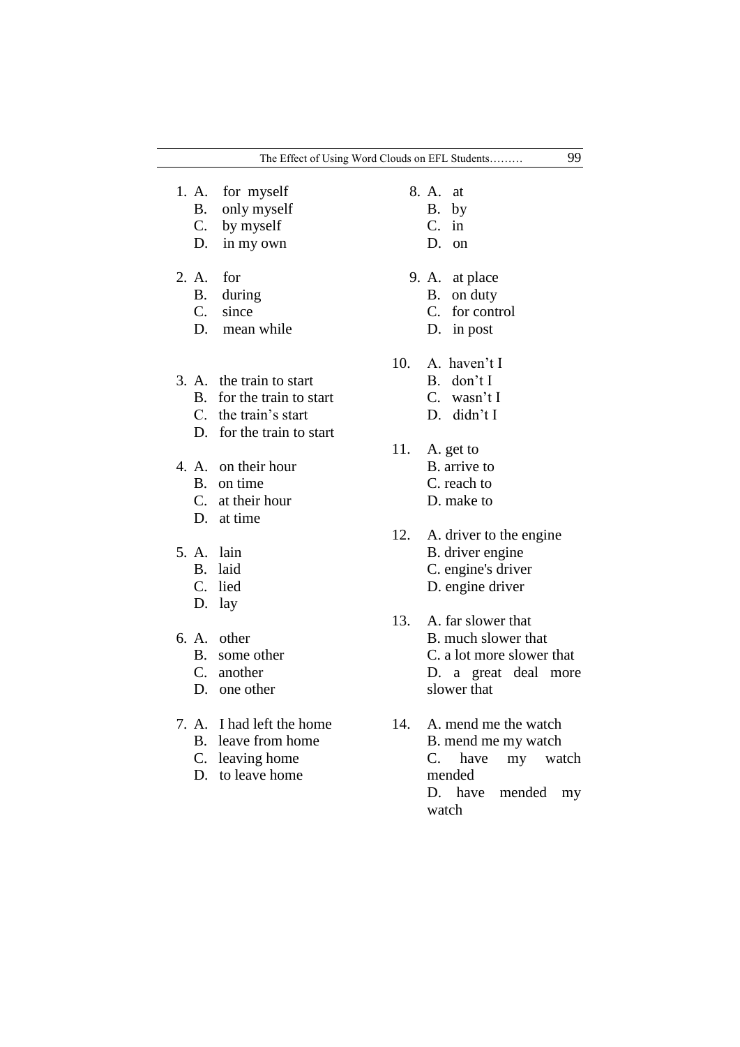1. A. for myself
   B. only myself
   C. by myself
   D. in my own

2. A. for
   B. during
   C. since
   D. mean while

3. A. the train to start
   B. for the train to start
   C. the train's start
   D. for the train to start

4. A. on their hour
   B. on time
   C. at their hour
   D. at time

5. A. lain
   B. laid
   C. lied
   D. lay

6. A. other
   B. some other
   C. another
   D. one other

7. A. I had left the home
   B. leave from home
   C. leaving home
   D. to leave home

8. A. at
   B. by
   C. in
   D. on

9. A. at place
   B. on duty
   C. for control
   D. in post

10. A. haven't I
    B. don't I
    C. wasn't I
    D. didn't I

11. A. get to
    B. arrive to
    C. reach to
    D. make to

12. A. driver to the engine
    B. driver engine
    C. engine's driver
    D. engine driver

13. A. far slower that
    B. much slower that
    C. a lot more slower that
    D. a great deal more slower that

14. A. mend me the watch
    B. mend me my watch
    C. have my watch mended
    D. have mended my watch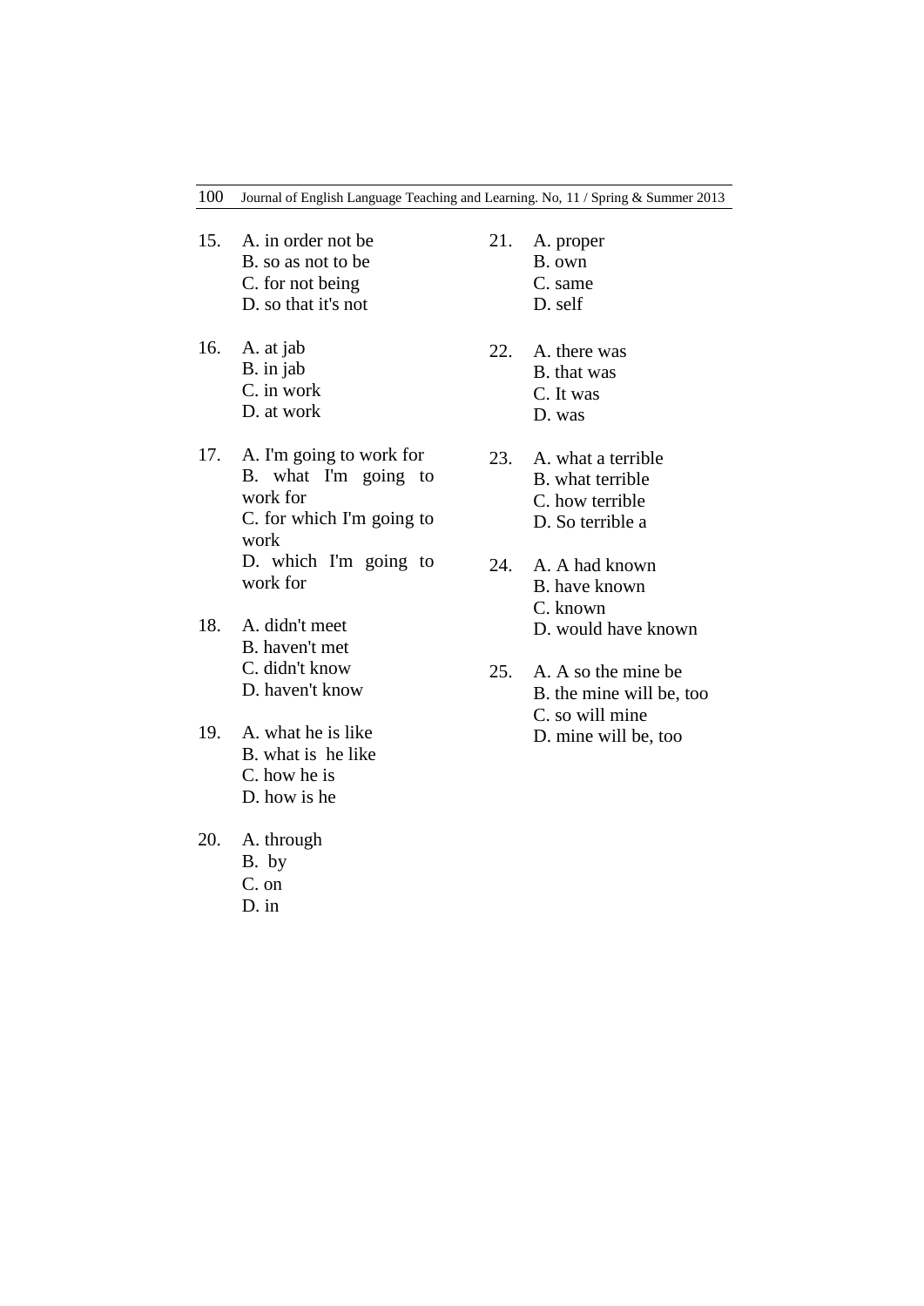15. A. in order not be
    B. so as not to be
    C. for not being
    D. so that it's not

16. A. at jab
    B. in jab
    C. in work
    D. at work

17. A. I'm going to work for
    B. what I'm going to work for
    C. for which I'm going to work
    D. which I'm going to work for

18. A. didn't meet
    B. haven't met
    C. didn't know
    D. haven't know

19. A. what he is like
    B. what is he like
    C. how he is
    D. how is he

20. A. through
    B. by
    C. on
    D. in

21. A. proper
    B. own
    C. same
    D. self

22. A. there was
    B. that was
    C. It was
    D. was

23. A. what a terrible
    B. what terrible
    C. how terrible
    D. So terrible a

24. A. A had known
    B. have known
    C. known
    D. would have known

25. A. A so the mine be
    B. the mine will be, too
    C. so will mine
    D. mine will be, too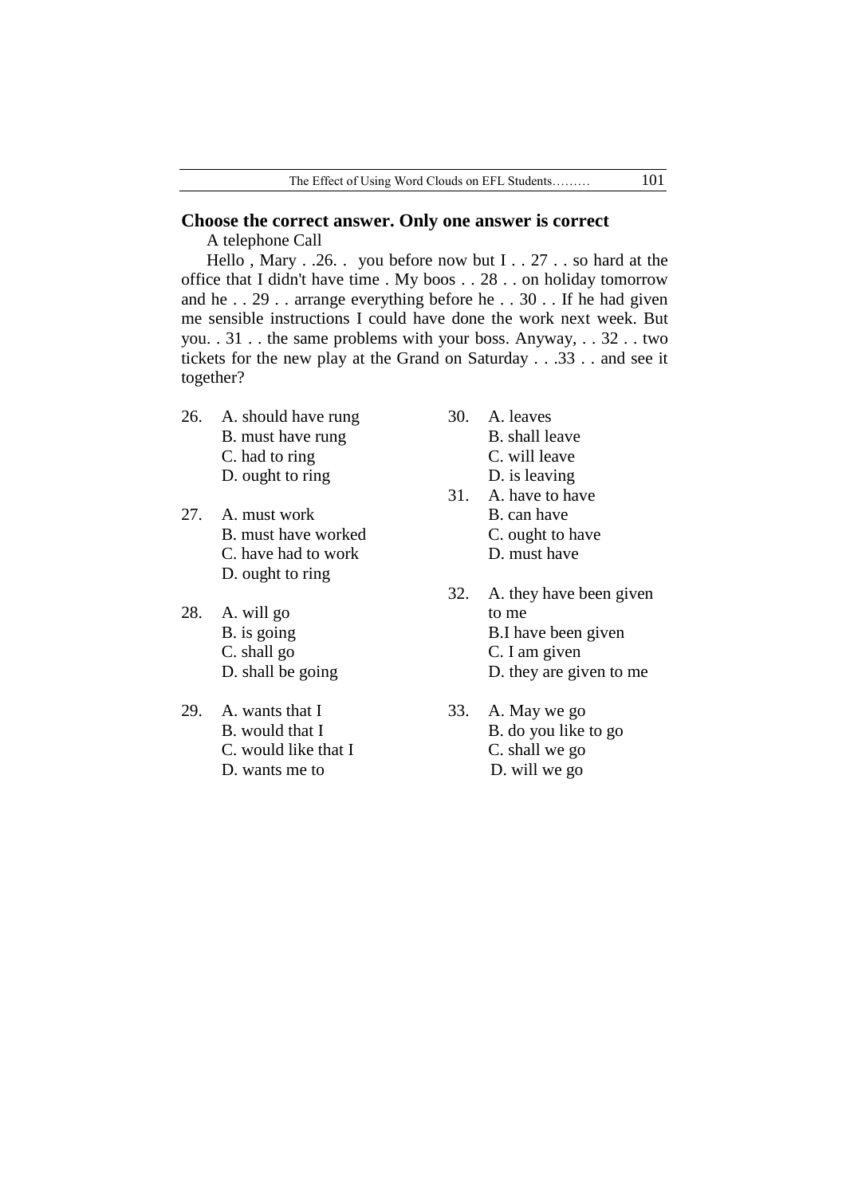**Choose the correct answer. Only one answer is correct**

A telephone Call

Hello , Mary . .26. .  you before now but I . . 27 . . so hard at the office that I didn't have time . My boos . . 28 . . on holiday tomorrow and he . . 29 . . arrange everything before he . . 30 . . If he had given me sensible instructions I could have done the work next week. But you. . 31 . . the same problems with your boss. Anyway, . . 32 . . two tickets for the new play at the Grand on Saturday . . .33 . . and see it together?

26. A. should have rung
    B. must have rung
    C. had to ring
    D. ought to ring

27. A. must work
    B. must have worked
    C. have had to work
    D. ought to ring

28. A. will go
    B. is going
    C. shall go
    D. shall be going

29. A. wants that I
    B. would that I
    C. would like that I
    D. wants me to

30. A. leaves
    B. shall leave
    C. will leave
    D. is leaving

31. A. have to have
    B. can have
    C. ought to have
    D. must have

32. A. they have been given to me
    B.I have been given
    C. I am given
    D. they are given to me

33. A. May we go
    B. do you like to go
    C. shall we go
    D. will we go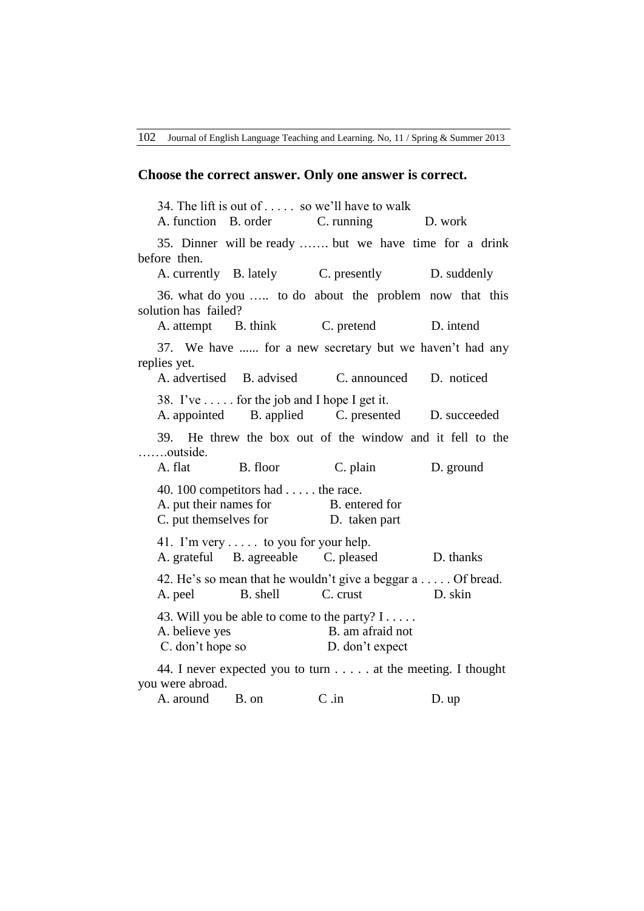**Choose the correct answer. Only one answer is correct.**

34. The lift is out of . . . . . so we'll have to walk
A. function B. order C. running D. work

35. Dinner will be ready ……. but we have time for a drink before then.
A. currently B. lately C. presently D. suddenly

36. what do you ….. to do about the problem now that this solution has failed?
A. attempt B. think C. pretend D. intend

37. We have ...... for a new secretary but we haven't had any replies yet.
A. advertised B. advised C. announced D. noticed

38. I've . . . . . for the job and I hope I get it.
A. appointed B. applied C. presented D. succeeded

39. He threw the box out of the window and it fell to the …….outside.
A. flat B. floor C. plain D. ground

40. 100 competitors had . . . . . the race.
A. put their names for B. entered for
C. put themselves for D. taken part

41. I'm very . . . . . to you for your help.
A. grateful B. agreeable C. pleased D. thanks

42. He's so mean that he wouldn't give a beggar a . . . . . Of bread.
A. peel B. shell C. crust D. skin

43. Will you be able to come to the party? I . . . . .
A. believe yes B. am afraid not
C. don't hope so D. don't expect

44. I never expected you to turn . . . . . at the meeting. I thought you were abroad.
A. around B. on C .in D. up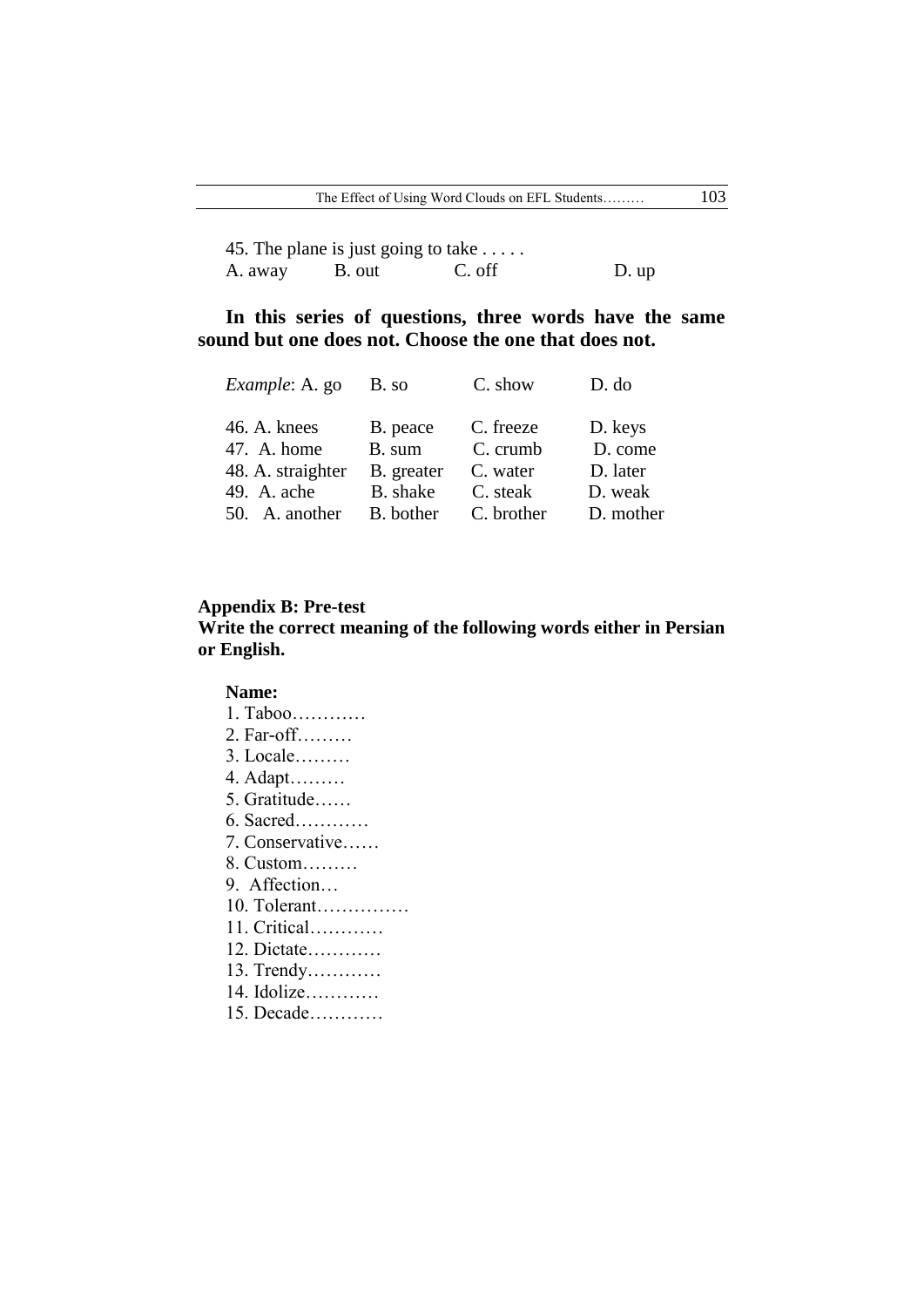45. The plane is just going to take . . . . .

A. away B. out C. off D. up

**In this series of questions, three words have the same sound but one does not. Choose the one that does not.**

*Example*: A. go B. so C. show D. do

46. A. knees B. peace C. freeze D. keys
47. A. home B. sum C. crumb D. come
48. A. straighter B. greater C. water D. later
49. A. ache B. shake C. steak D. weak
50. A. another B. bother C. brother D. mother

**Appendix B: Pre-test**

**Write the correct meaning of the following words either in Persian or English.**

**Name:**

1. Taboo…………
2. Far-off………
3. Locale………
4. Adapt………
5. Gratitude……
6. Sacred…………
7. Conservative……
8. Custom………
9. Affection…
10. Tolerant……………
11. Critical…………
12. Dictate…………
13. Trendy…………
14. Idolize…………
15. Decade…………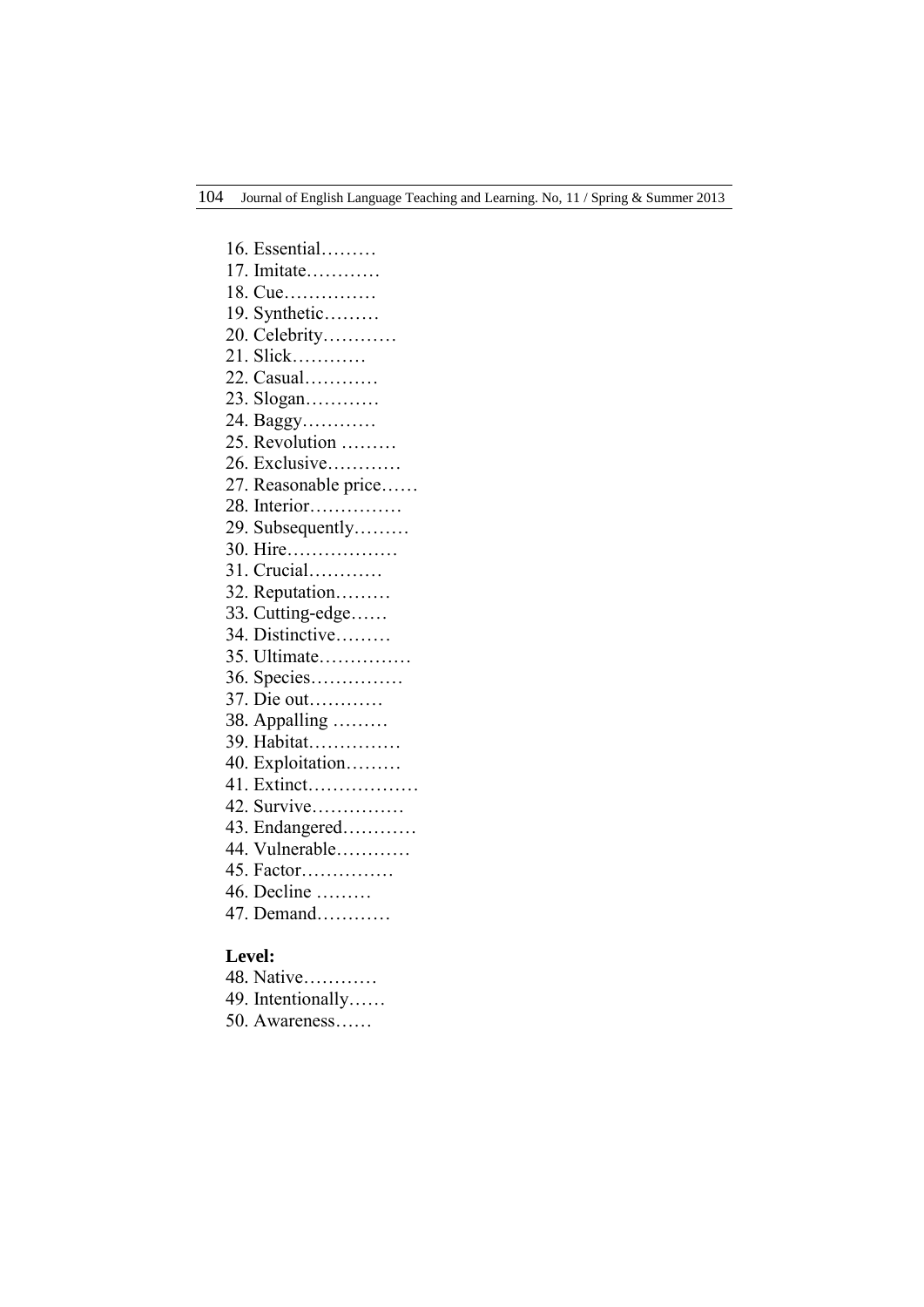16. Essential………
17. Imitate…………
18. Cue……………
19. Synthetic………
20. Celebrity…………
21. Slick…………
22. Casual…………
23. Slogan…………
24. Baggy…………
25. Revolution ………
26. Exclusive…………
27. Reasonable price……
28. Interior……………
29. Subsequently………
30. Hire………………
31. Crucial…………
32. Reputation………
33. Cutting-edge……
34. Distinctive………
35. Ultimate……………
36. Species……………
37. Die out…………
38. Appalling ………
39. Habitat……………
40. Exploitation………
41. Extinct………………
42. Survive……………
43. Endangered…………
44. Vulnerable…………
45. Factor……………
46. Decline ………
47. Demand…………

**Level:**

48. Native…………
49. Intentionally……
50. Awareness……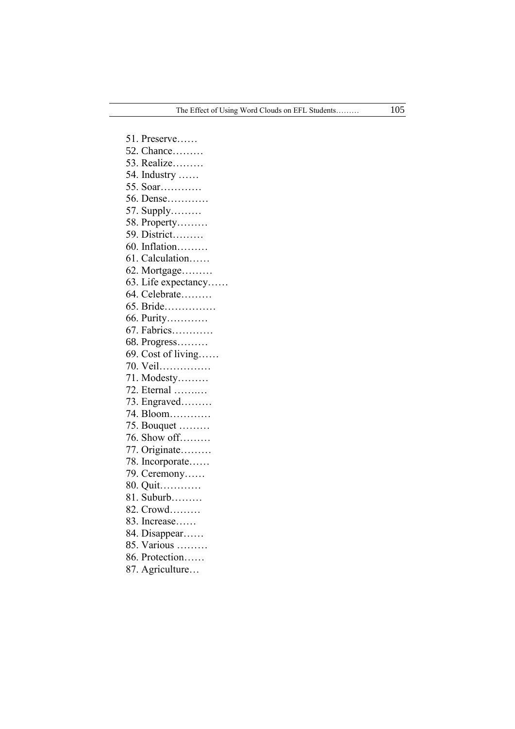51. Preserve……
52. Chance………
53. Realize………
54. Industry ……
55. Soar…………
56. Dense…………
57. Supply………
58. Property………
59. District………
60. Inflation………
61. Calculation……
62. Mortgage………
63. Life expectancy……
64. Celebrate………
65. Bride……………
66. Purity…………
67. Fabrics…………
68. Progress………
69. Cost of living……
70. Veil……………
71. Modesty………
72. Eternal ……..…
73. Engraved………
74. Bloom…………
75. Bouquet ………
76. Show off………
77. Originate………
78. Incorporate……
79. Ceremony……
80. Quit…………
81. Suburb………
82. Crowd………
83. Increase……
84. Disappear……
85. Various ………
86. Protection……
87. Agriculture…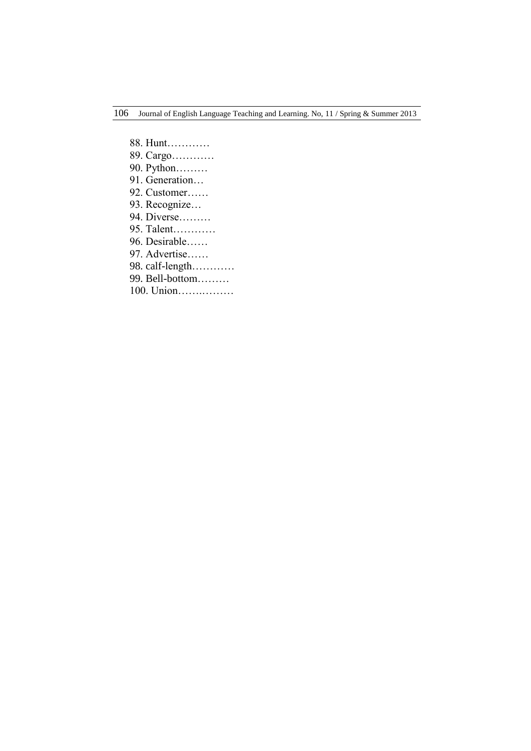88. Hunt…………
89. Cargo…………
90. Python………
91. Generation…
92. Customer……
93. Recognize…
94. Diverse………
95. Talent…………
96. Desirable……
97. Advertise……
98. calf-length…………
99. Bell-bottom………
100. Union…….………